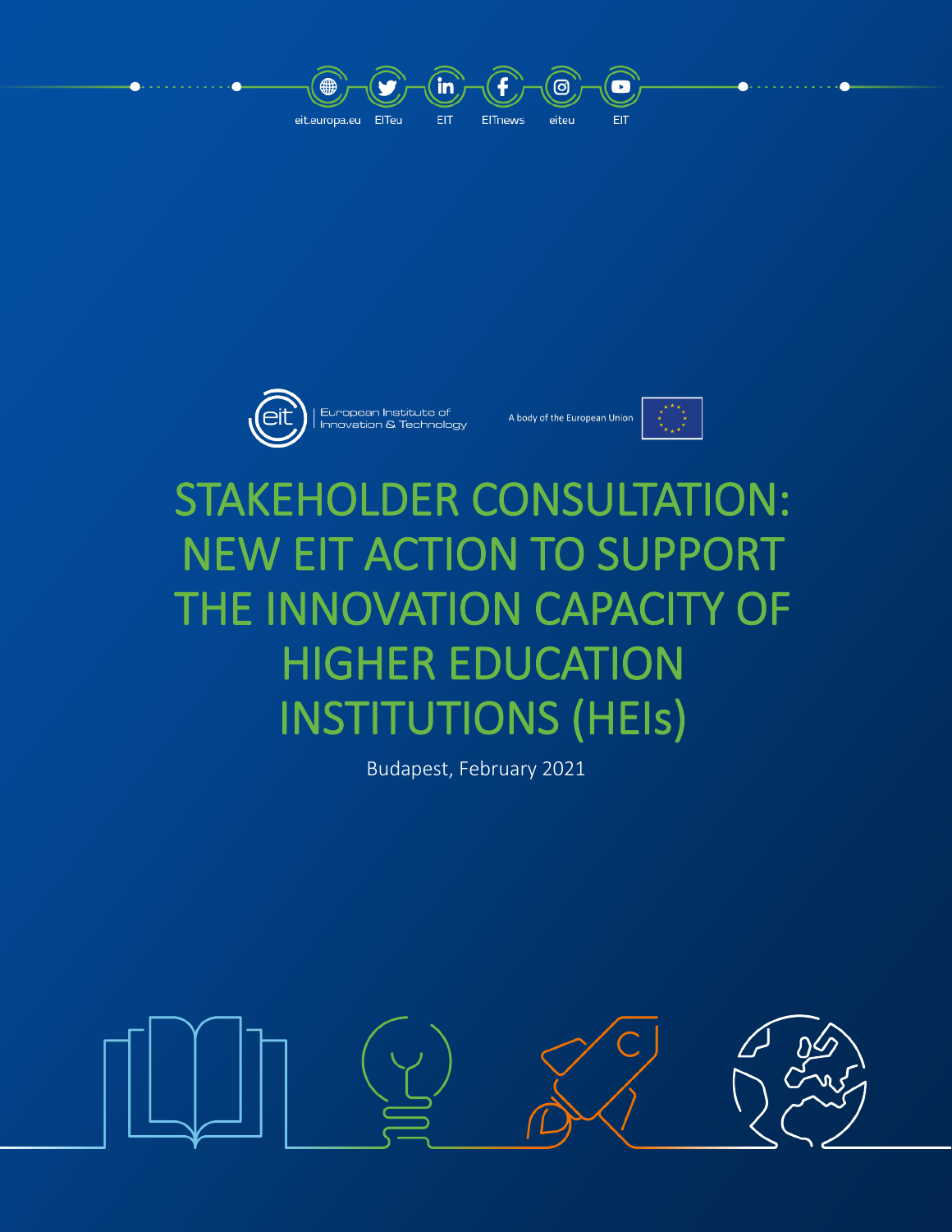eit.europa.eu EITeu EIT EITnews eiteu EIT

European Institute of Innovation & Technology

A body of the European Union

# STAKEHOLDER CONSULTATION: NEW EIT ACTION TO SUPPORT THE INNOVATION CAPACITY OF HIGHER EDUCATION INSTITUTIONS (HEIs)

Budapest, February 2021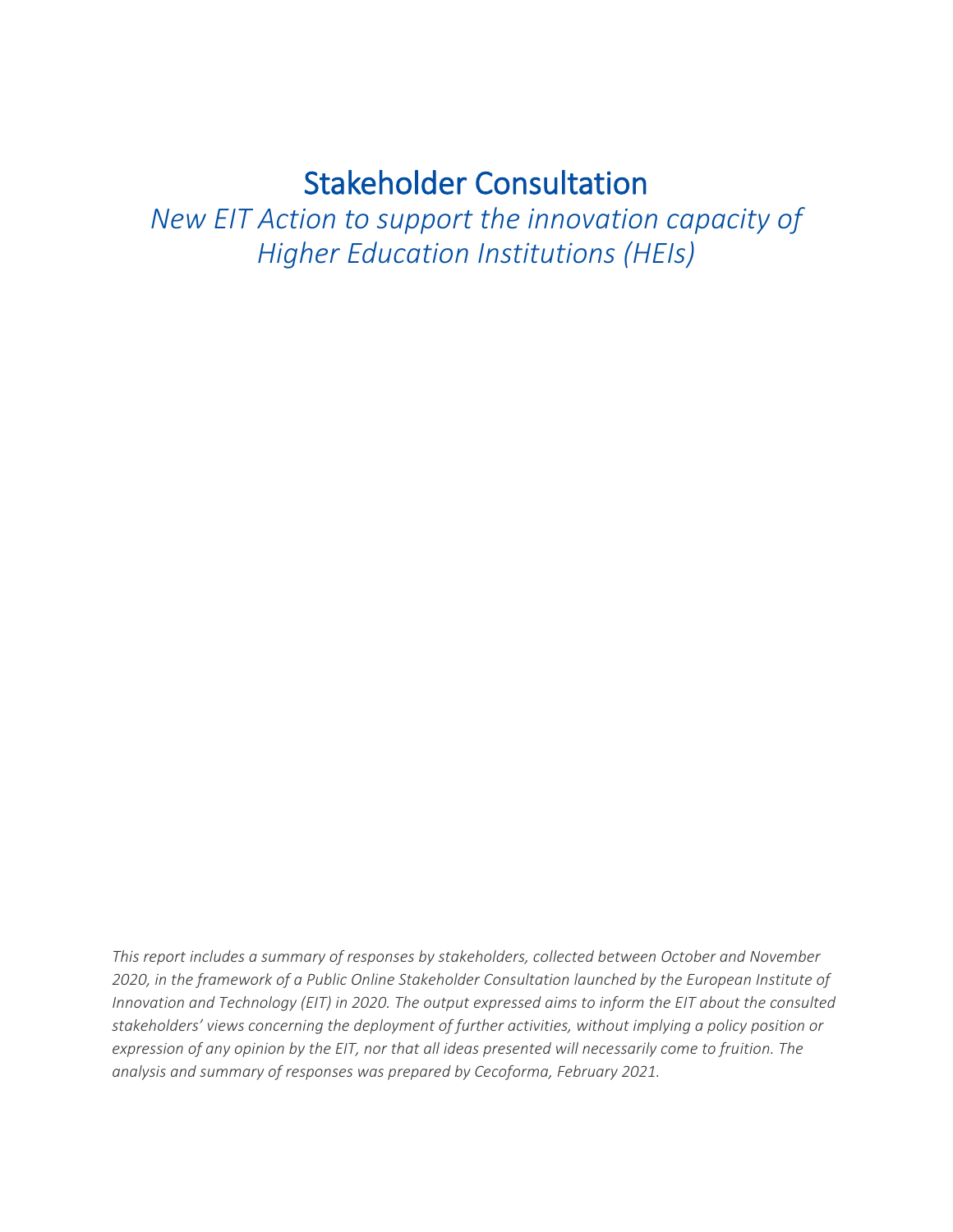# Stakeholder Consultation

*New EIT Action to support the innovation capacity of Higher Education Institutions (HEIs)*

*This report includes a summary of responses by stakeholders, collected between October and November 2020, in the framework of a Public Online Stakeholder Consultation launched by the European Institute of Innovation and Technology (EIT) in 2020. The output expressed aims to inform the EIT about the consulted stakeholders' views concerning the deployment of further activities, without implying a policy position or expression of any opinion by the EIT, nor that all ideas presented will necessarily come to fruition. The analysis and summary of responses was prepared by Cecoforma, February 2021.*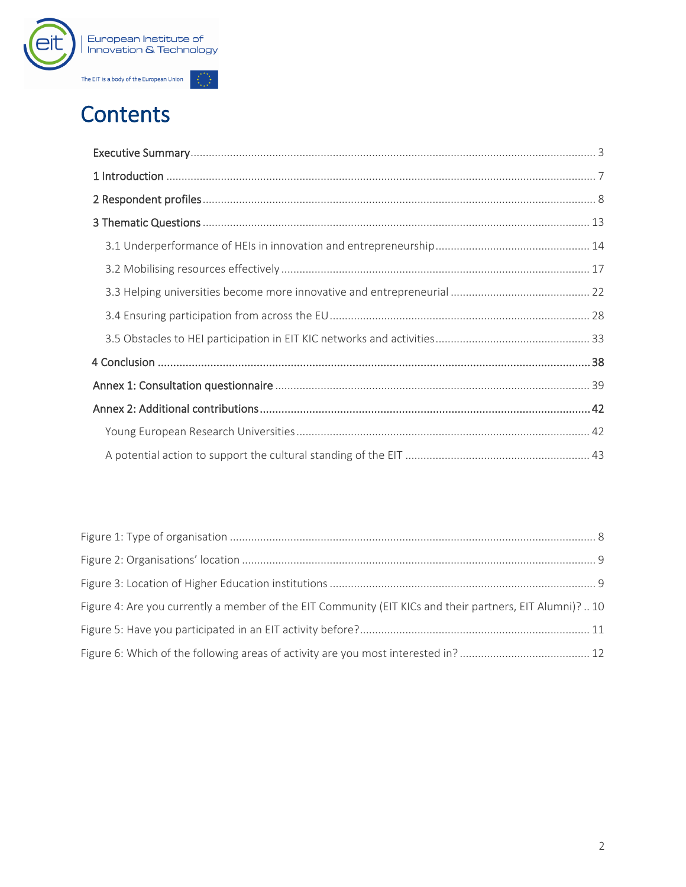# Contents

Executive Summary ............................................................ 3

1 Introduction ............................................................ 7

2 Respondent profiles ............................................................ 8

3 Thematic Questions ............................................................ 13

- 3.1 Underperformance of HEIs in innovation and entrepreneurship ............................................................ 14
- 3.2 Mobilising resources effectively ............................................................ 17
- 3.3 Helping universities become more innovative and entrepreneurial ............................................................ 22
- 3.4 Ensuring participation from across the EU ............................................................ 28
- 3.5 Obstacles to HEI participation in EIT KIC networks and activities ............................................................ 33

4 Conclusion ............................................................ 38

Annex 1: Consultation questionnaire ............................................................ 39

Annex 2: Additional contributions ............................................................ 42

- Young European Research Universities ............................................................ 42
- A potential action to support the cultural standing of the EIT ............................................................ 43

Figure 1: Type of organisation ............................................................ 8

Figure 2: Organisations' location ............................................................ 9

Figure 3: Location of Higher Education institutions ............................................................ 9

Figure 4: Are you currently a member of the EIT Community (EIT KICs and their partners, EIT Alumni)? .. 10

Figure 5: Have you participated in an EIT activity before? ............................................................ 11

Figure 6: Which of the following areas of activity are you most interested in? ............................................................ 12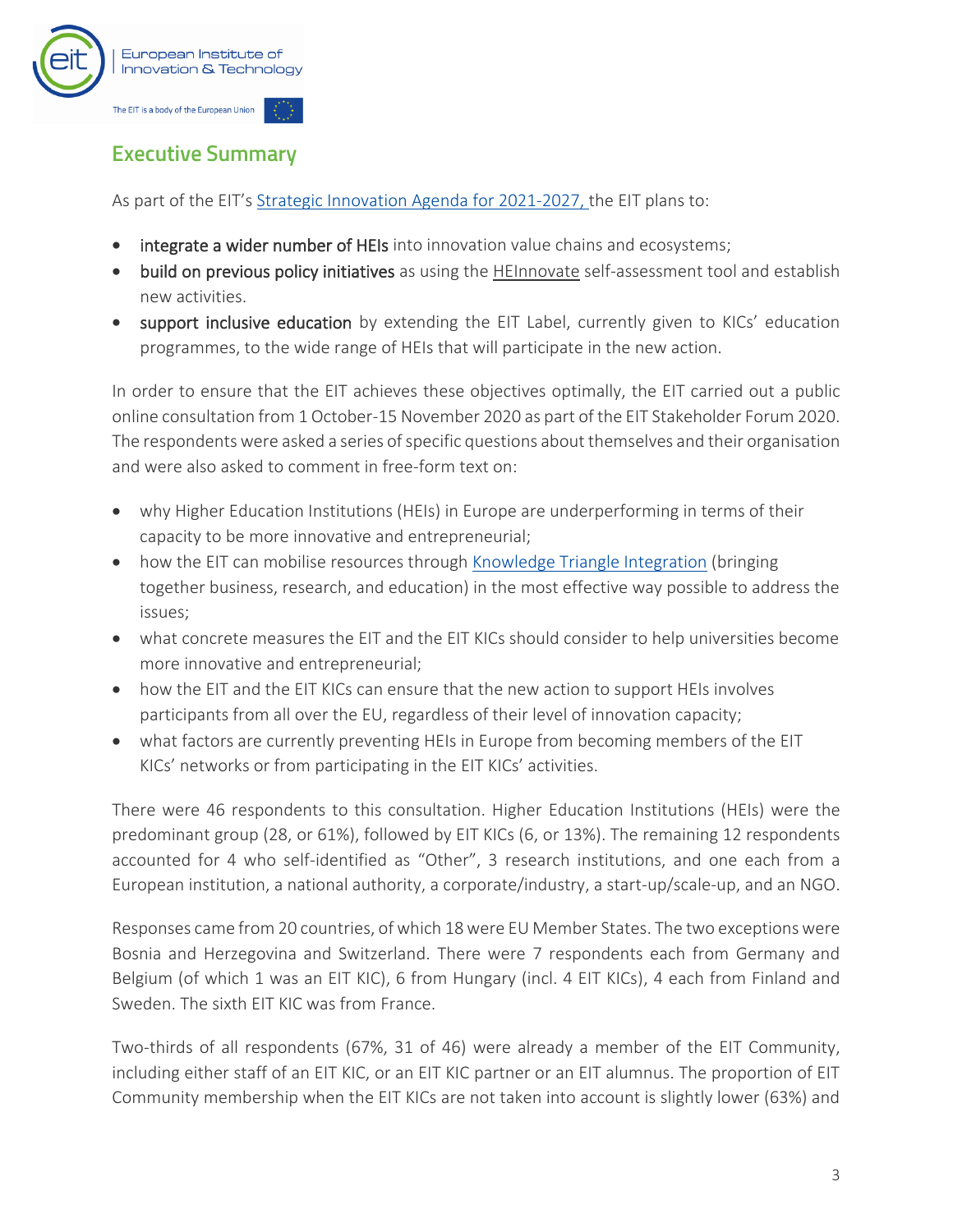## Executive Summary

As part of the EIT's Strategic Innovation Agenda for 2021-2027, the EIT plans to:

- **integrate a wider number of HEIs** into innovation value chains and ecosystems;
- **build on previous policy initiatives** as using the HEInnovate self-assessment tool and establish new activities.
- **support inclusive education** by extending the EIT Label, currently given to KICs' education programmes, to the wide range of HEIs that will participate in the new action.

In order to ensure that the EIT achieves these objectives optimally, the EIT carried out a public online consultation from 1 October-15 November 2020 as part of the EIT Stakeholder Forum 2020. The respondents were asked a series of specific questions about themselves and their organisation and were also asked to comment in free-form text on:

- why Higher Education Institutions (HEIs) in Europe are underperforming in terms of their capacity to be more innovative and entrepreneurial;
- how the EIT can mobilise resources through Knowledge Triangle Integration (bringing together business, research, and education) in the most effective way possible to address the issues;
- what concrete measures the EIT and the EIT KICs should consider to help universities become more innovative and entrepreneurial;
- how the EIT and the EIT KICs can ensure that the new action to support HEIs involves participants from all over the EU, regardless of their level of innovation capacity;
- what factors are currently preventing HEIs in Europe from becoming members of the EIT KICs' networks or from participating in the EIT KICs' activities.

There were 46 respondents to this consultation. Higher Education Institutions (HEIs) were the predominant group (28, or 61%), followed by EIT KICs (6, or 13%). The remaining 12 respondents accounted for 4 who self-identified as "Other", 3 research institutions, and one each from a European institution, a national authority, a corporate/industry, a start-up/scale-up, and an NGO.

Responses came from 20 countries, of which 18 were EU Member States. The two exceptions were Bosnia and Herzegovina and Switzerland. There were 7 respondents each from Germany and Belgium (of which 1 was an EIT KIC), 6 from Hungary (incl. 4 EIT KICs), 4 each from Finland and Sweden. The sixth EIT KIC was from France.

Two-thirds of all respondents (67%, 31 of 46) were already a member of the EIT Community, including either staff of an EIT KIC, or an EIT KIC partner or an EIT alumnus. The proportion of EIT Community membership when the EIT KICs are not taken into account is slightly lower (63%) and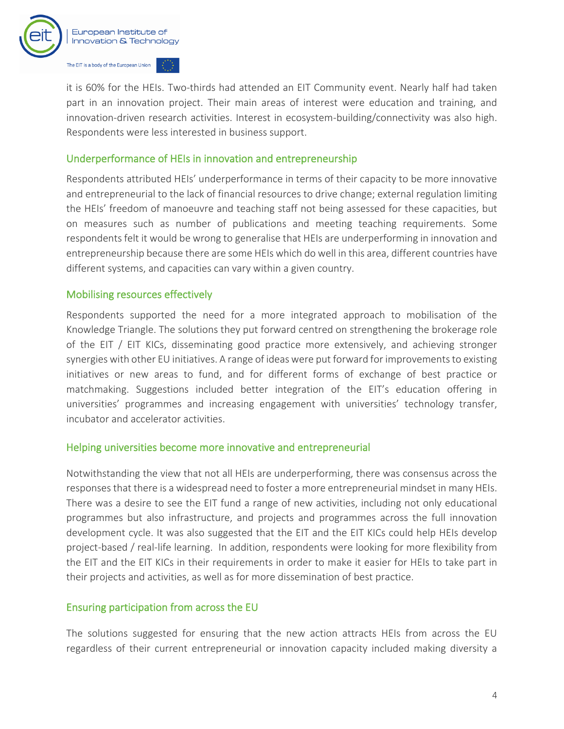it is 60% for the HEIs. Two-thirds had attended an EIT Community event. Nearly half had taken part in an innovation project. Their main areas of interest were education and training, and innovation-driven research activities. Interest in ecosystem-building/connectivity was also high. Respondents were less interested in business support.

## Underperformance of HEIs in innovation and entrepreneurship

Respondents attributed HEIs' underperformance in terms of their capacity to be more innovative and entrepreneurial to the lack of financial resources to drive change; external regulation limiting the HEIs' freedom of manoeuvre and teaching staff not being assessed for these capacities, but on measures such as number of publications and meeting teaching requirements. Some respondents felt it would be wrong to generalise that HEIs are underperforming in innovation and entrepreneurship because there are some HEIs which do well in this area, different countries have different systems, and capacities can vary within a given country.

## Mobilising resources effectively

Respondents supported the need for a more integrated approach to mobilisation of the Knowledge Triangle. The solutions they put forward centred on strengthening the brokerage role of the EIT / EIT KICs, disseminating good practice more extensively, and achieving stronger synergies with other EU initiatives. A range of ideas were put forward for improvements to existing initiatives or new areas to fund, and for different forms of exchange of best practice or matchmaking. Suggestions included better integration of the EIT's education offering in universities' programmes and increasing engagement with universities' technology transfer, incubator and accelerator activities.

## Helping universities become more innovative and entrepreneurial

Notwithstanding the view that not all HEIs are underperforming, there was consensus across the responses that there is a widespread need to foster a more entrepreneurial mindset in many HEIs. There was a desire to see the EIT fund a range of new activities, including not only educational programmes but also infrastructure, and projects and programmes across the full innovation development cycle. It was also suggested that the EIT and the EIT KICs could help HEIs develop project-based / real-life learning. In addition, respondents were looking for more flexibility from the EIT and the EIT KICs in their requirements in order to make it easier for HEIs to take part in their projects and activities, as well as for more dissemination of best practice.

## Ensuring participation from across the EU

The solutions suggested for ensuring that the new action attracts HEIs from across the EU regardless of their current entrepreneurial or innovation capacity included making diversity a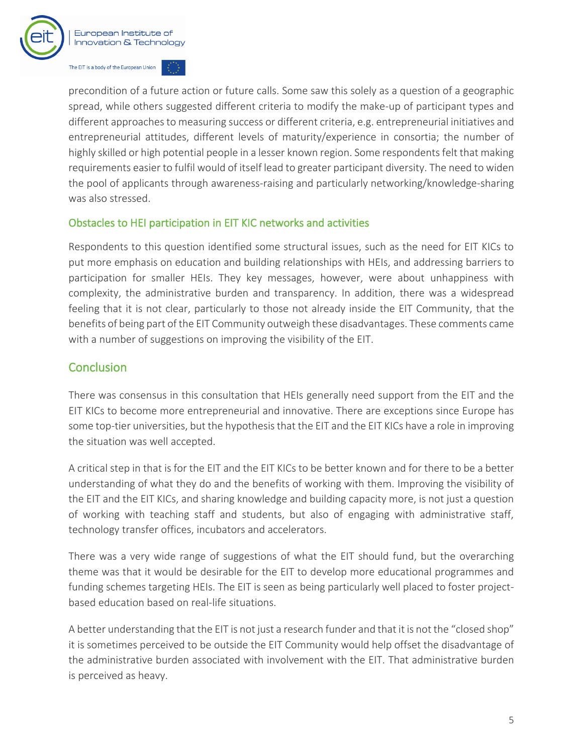precondition of a future action or future calls. Some saw this solely as a question of a geographic spread, while others suggested different criteria to modify the make-up of participant types and different approaches to measuring success or different criteria, e.g. entrepreneurial initiatives and entrepreneurial attitudes, different levels of maturity/experience in consortia; the number of highly skilled or high potential people in a lesser known region. Some respondents felt that making requirements easier to fulfil would of itself lead to greater participant diversity. The need to widen the pool of applicants through awareness-raising and particularly networking/knowledge-sharing was also stressed.

### Obstacles to HEI participation in EIT KIC networks and activities

Respondents to this question identified some structural issues, such as the need for EIT KICs to put more emphasis on education and building relationships with HEIs, and addressing barriers to participation for smaller HEIs. They key messages, however, were about unhappiness with complexity, the administrative burden and transparency. In addition, there was a widespread feeling that it is not clear, particularly to those not already inside the EIT Community, that the benefits of being part of the EIT Community outweigh these disadvantages. These comments came with a number of suggestions on improving the visibility of the EIT.

## Conclusion

There was consensus in this consultation that HEIs generally need support from the EIT and the EIT KICs to become more entrepreneurial and innovative. There are exceptions since Europe has some top-tier universities, but the hypothesis that the EIT and the EIT KICs have a role in improving the situation was well accepted.

A critical step in that is for the EIT and the EIT KICs to be better known and for there to be a better understanding of what they do and the benefits of working with them. Improving the visibility of the EIT and the EIT KICs, and sharing knowledge and building capacity more, is not just a question of working with teaching staff and students, but also of engaging with administrative staff, technology transfer offices, incubators and accelerators.

There was a very wide range of suggestions of what the EIT should fund, but the overarching theme was that it would be desirable for the EIT to develop more educational programmes and funding schemes targeting HEIs. The EIT is seen as being particularly well placed to foster project-based education based on real-life situations.

A better understanding that the EIT is not just a research funder and that it is not the "closed shop" it is sometimes perceived to be outside the EIT Community would help offset the disadvantage of the administrative burden associated with involvement with the EIT. That administrative burden is perceived as heavy.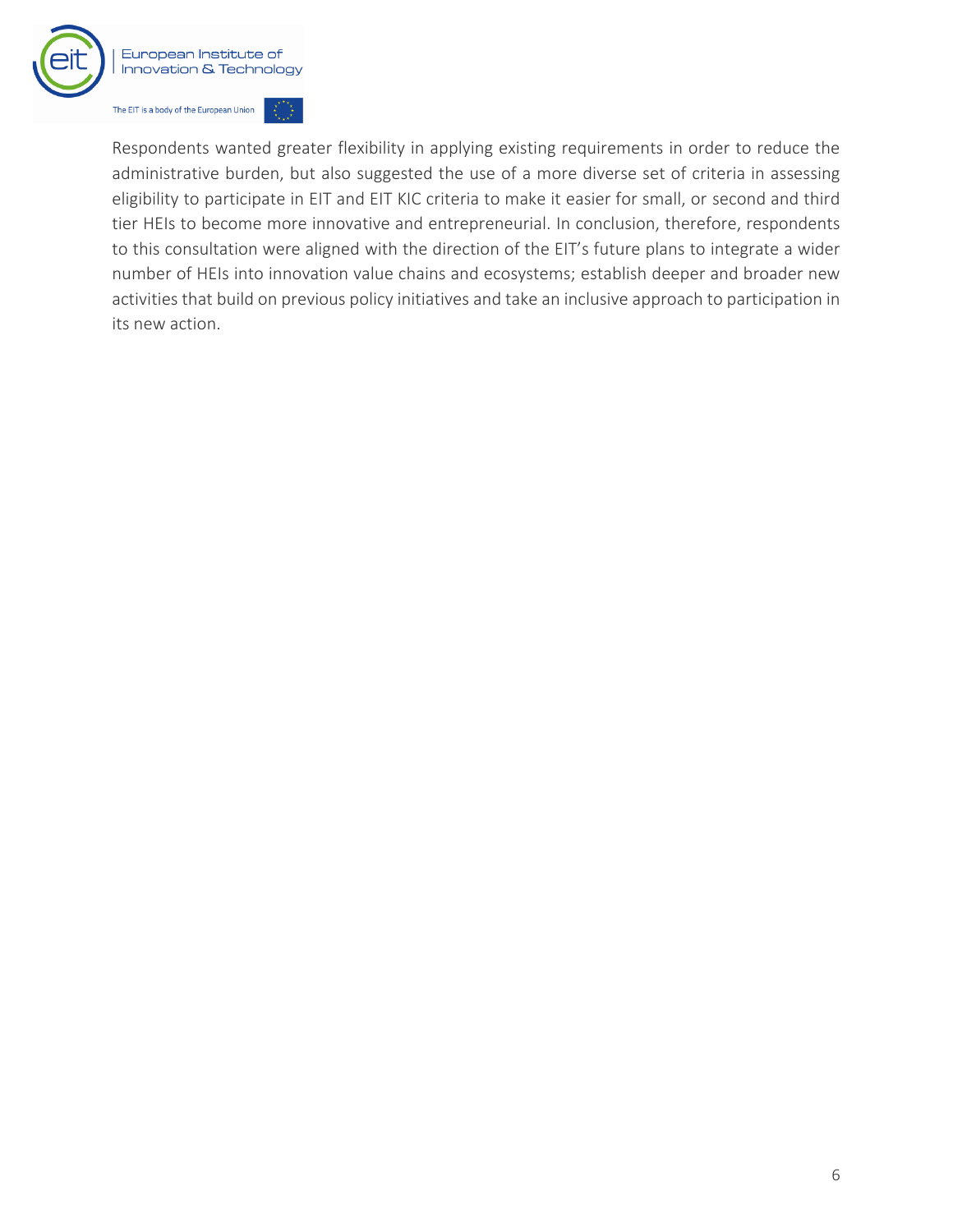Respondents wanted greater flexibility in applying existing requirements in order to reduce the administrative burden, but also suggested the use of a more diverse set of criteria in assessing eligibility to participate in EIT and EIT KIC criteria to make it easier for small, or second and third tier HEIs to become more innovative and entrepreneurial. In conclusion, therefore, respondents to this consultation were aligned with the direction of the EIT's future plans to integrate a wider number of HEIs into innovation value chains and ecosystems; establish deeper and broader new activities that build on previous policy initiatives and take an inclusive approach to participation in its new action.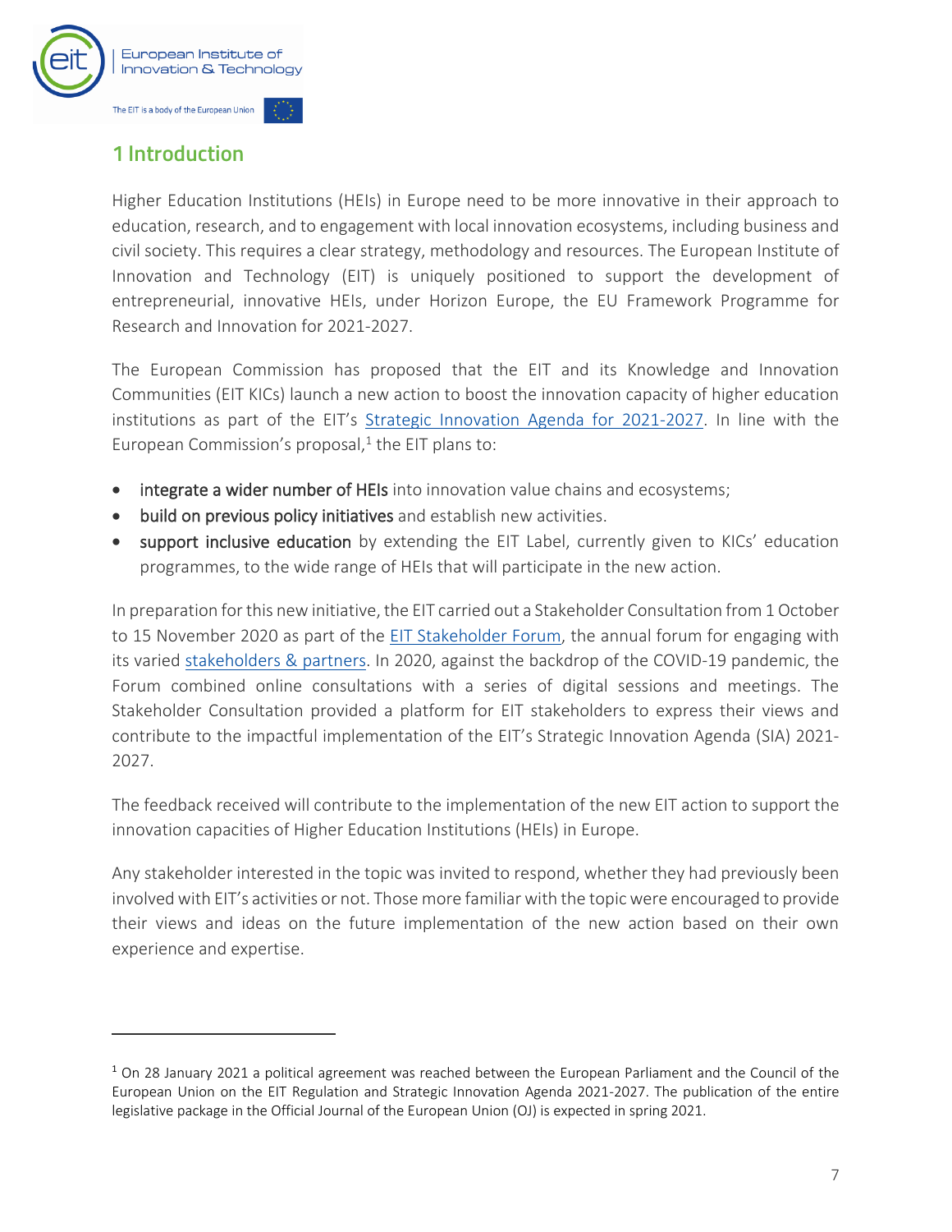# 1 Introduction

Higher Education Institutions (HEIs) in Europe need to be more innovative in their approach to education, research, and to engagement with local innovation ecosystems, including business and civil society. This requires a clear strategy, methodology and resources. The European Institute of Innovation and Technology (EIT) is uniquely positioned to support the development of entrepreneurial, innovative HEIs, under Horizon Europe, the EU Framework Programme for Research and Innovation for 2021-2027.

The European Commission has proposed that the EIT and its Knowledge and Innovation Communities (EIT KICs) launch a new action to boost the innovation capacity of higher education institutions as part of the EIT's Strategic Innovation Agenda for 2021-2027. In line with the European Commission's proposal,[1] the EIT plans to:

- **integrate a wider number of HEIs** into innovation value chains and ecosystems;
- **build on previous policy initiatives** and establish new activities.
- **support inclusive education** by extending the EIT Label, currently given to KICs' education programmes, to the wide range of HEIs that will participate in the new action.

In preparation for this new initiative, the EIT carried out a Stakeholder Consultation from 1 October to 15 November 2020 as part of the EIT Stakeholder Forum, the annual forum for engaging with its varied stakeholders & partners. In 2020, against the backdrop of the COVID-19 pandemic, the Forum combined online consultations with a series of digital sessions and meetings. The Stakeholder Consultation provided a platform for EIT stakeholders to express their views and contribute to the impactful implementation of the EIT's Strategic Innovation Agenda (SIA) 2021-2027.

The feedback received will contribute to the implementation of the new EIT action to support the innovation capacities of Higher Education Institutions (HEIs) in Europe.

Any stakeholder interested in the topic was invited to respond, whether they had previously been involved with EIT's activities or not. Those more familiar with the topic were encouraged to provide their views and ideas on the future implementation of the new action based on their own experience and expertise.

---

[1] On 28 January 2021 a political agreement was reached between the European Parliament and the Council of the European Union on the EIT Regulation and Strategic Innovation Agenda 2021-2027. The publication of the entire legislative package in the Official Journal of the European Union (OJ) is expected in spring 2021.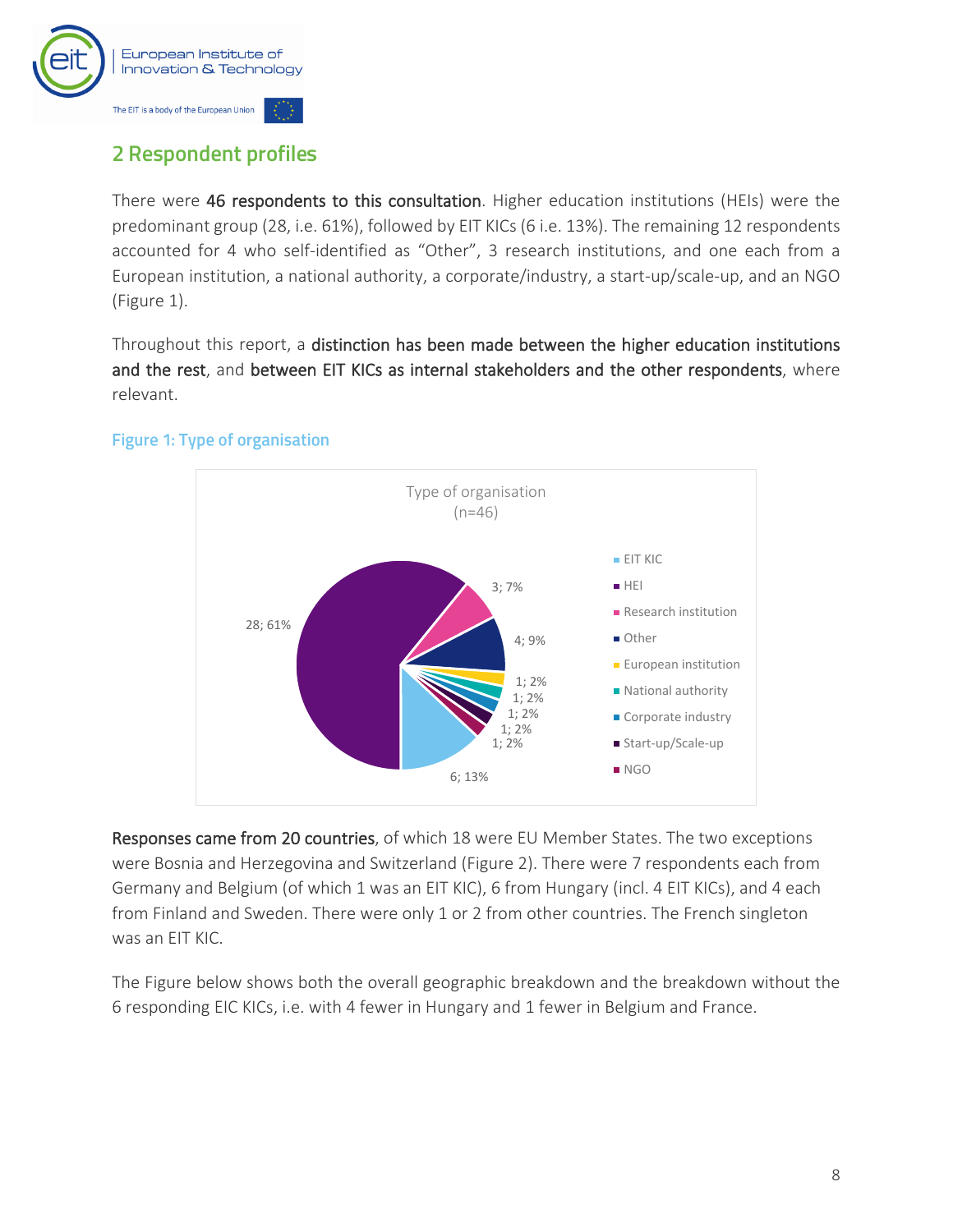## 2 Respondent profiles

There were **46 respondents to this consultation**. Higher education institutions (HEIs) were the predominant group (28, i.e. 61%), followed by EIT KICs (6 i.e. 13%). The remaining 12 respondents accounted for 4 who self-identified as "Other", 3 research institutions, and one each from a European institution, a national authority, a corporate/industry, a start-up/scale-up, and an NGO (Figure 1).

Throughout this report, a **distinction has been made between the higher education institutions and the rest**, and **between EIT KICs as internal stakeholders and the other respondents**, where relevant.

Figure 1: Type of organisation

Type of organisation (n=46)

| Type | Count; % |
| --- | --- |
| EIT KIC | 6; 13% |
| HEI | 28; 61% |
| Research institution | 3; 7% |
| Other | 4; 9% |
| European institution | 1; 2% |
| National authority | 1; 2% |
| Corporate industry | 1; 2% |
| Start-up/Scale-up | 1; 2% |
| NGO | 1; 2% |

**Responses came from 20 countries**, of which 18 were EU Member States. The two exceptions were Bosnia and Herzegovina and Switzerland (Figure 2). There were 7 respondents each from Germany and Belgium (of which 1 was an EIT KIC), 6 from Hungary (incl. 4 EIT KICs), and 4 each from Finland and Sweden. There were only 1 or 2 from other countries. The French singleton was an EIT KIC.

The Figure below shows both the overall geographic breakdown and the breakdown without the 6 responding EIC KICs, i.e. with 4 fewer in Hungary and 1 fewer in Belgium and France.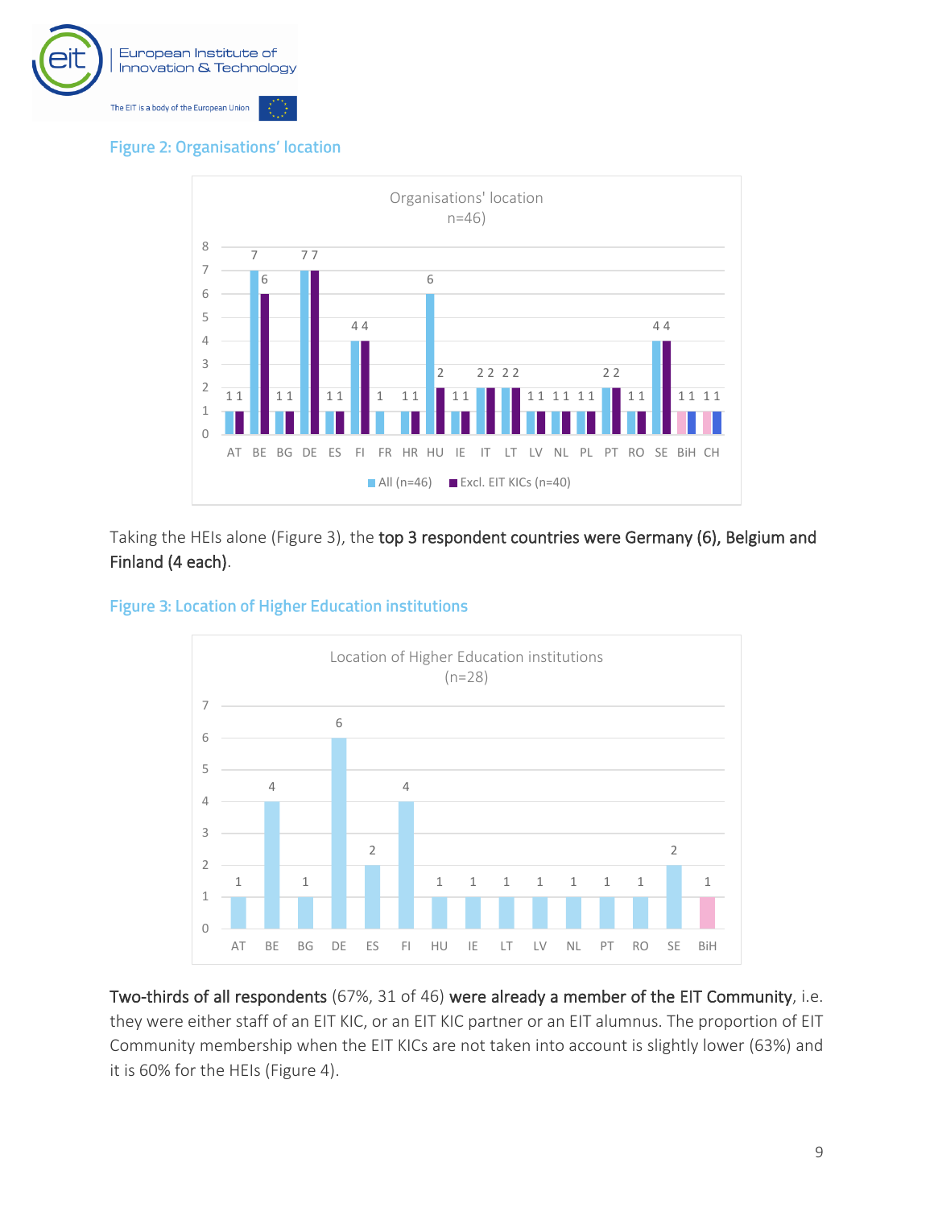Figure 2: Organisations' location

| Country | All (n=46) | Excl. EIT KICs (n=40) |
|---|---|---|
| AT | 1 | 1 |
| BE | 7 | 6 |
| BG | 1 | 1 |
| DE | 7 | 7 |
| ES | 1 | 1 |
| FI | 4 | 4 |
| FR | 1 | |
| HR | 1 | 1 |
| HU | 6 | 2 |
| IE | 1 | 1 |
| IT | 2 | 2 |
| LT | 2 | 2 |
| LV | 1 | 1 |
| NL | 1 | 1 |
| PL | 1 | 1 |
| PT | 2 | 2 |
| RO | 1 | 1 |
| SE | 4 | 4 |
| BiH | 1 | 1 |
| CH | 1 | 1 |

Taking the HEIs alone (Figure 3), the **top 3 respondent countries were Germany (6), Belgium and Finland (4 each)**.

Figure 3: Location of Higher Education institutions

| Country | Location of Higher Education institutions (n=28) |
|---|---|
| AT | 1 |
| BE | 4 |
| BG | 1 |
| DE | 6 |
| ES | 2 |
| FI | 4 |
| HU | 1 |
| IE | 1 |
| LT | 1 |
| LV | 1 |
| NL | 1 |
| PT | 1 |
| RO | 1 |
| SE | 2 |
| BiH | 1 |

**Two-thirds of all respondents** (67%, 31 of 46) **were already a member of the EIT Community**, i.e. they were either staff of an EIT KIC, or an EIT KIC partner or an EIT alumnus. The proportion of EIT Community membership when the EIT KICs are not taken into account is slightly lower (63%) and it is 60% for the HEIs (Figure 4).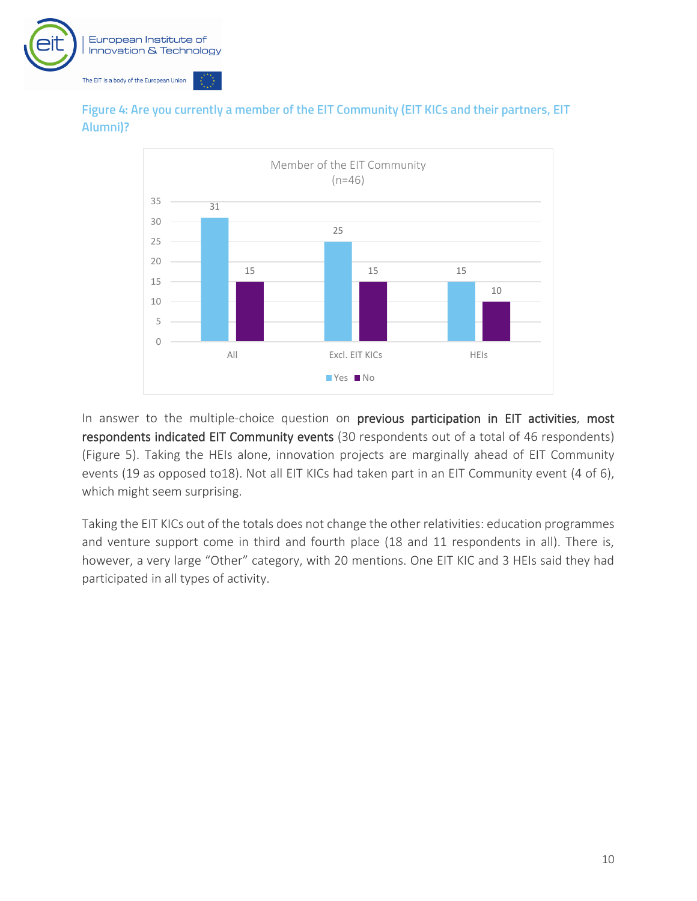Figure 4: Are you currently a member of the EIT Community (EIT KICs and their partners, EIT Alumni)?

Member of the EIT Community (n=46)

| | Yes | No |
|---|---|---|
| All | 31 | 15 |
| Excl. EIT KICs | 25 | 15 |
| HEIs | 15 | 10 |

In answer to the multiple-choice question on **previous participation in EIT activities**, **most respondents indicated EIT Community events** (30 respondents out of a total of 46 respondents) (Figure 5). Taking the HEIs alone, innovation projects are marginally ahead of EIT Community events (19 as opposed to18). Not all EIT KICs had taken part in an EIT Community event (4 of 6), which might seem surprising.

Taking the EIT KICs out of the totals does not change the other relativities: education programmes and venture support come in third and fourth place (18 and 11 respondents in all). There is, however, a very large "Other" category, with 20 mentions. One EIT KIC and 3 HEIs said they had participated in all types of activity.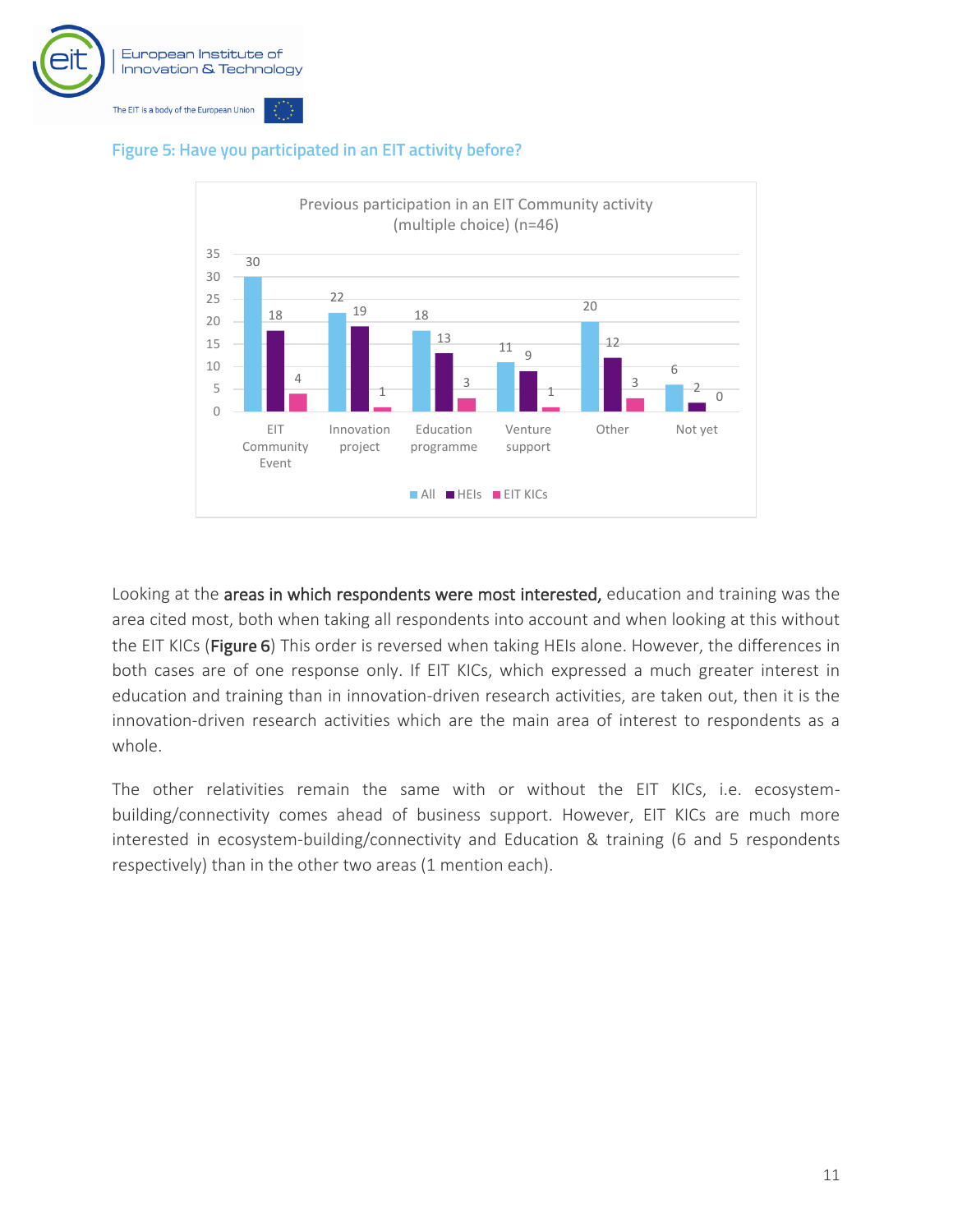### Figure 5: Have you participated in an EIT activity before?

Previous participation in an EIT Community activity (multiple choice) (n=46)

| | EIT Community Event | Innovation project | Education programme | Venture support | Other | Not yet |
|---|---|---|---|---|---|---|
| All | 30 | 22 | 18 | 11 | 20 | 6 |
| HEIs | 18 | 19 | 13 | 9 | 12 | 2 |
| EIT KICs | 4 | 1 | 3 | 1 | 3 | 0 |

Looking at the **areas in which respondents were most interested,** education and training was the area cited most, both when taking all respondents into account and when looking at this without the EIT KICs (**Figure 6**) This order is reversed when taking HEIs alone. However, the differences in both cases are of one response only. If EIT KICs, which expressed a much greater interest in education and training than in innovation-driven research activities, are taken out, then it is the innovation-driven research activities which are the main area of interest to respondents as a whole.

The other relativities remain the same with or without the EIT KICs, i.e. ecosystem-building/connectivity comes ahead of business support. However, EIT KICs are much more interested in ecosystem-building/connectivity and Education & training (6 and 5 respondents respectively) than in the other two areas (1 mention each).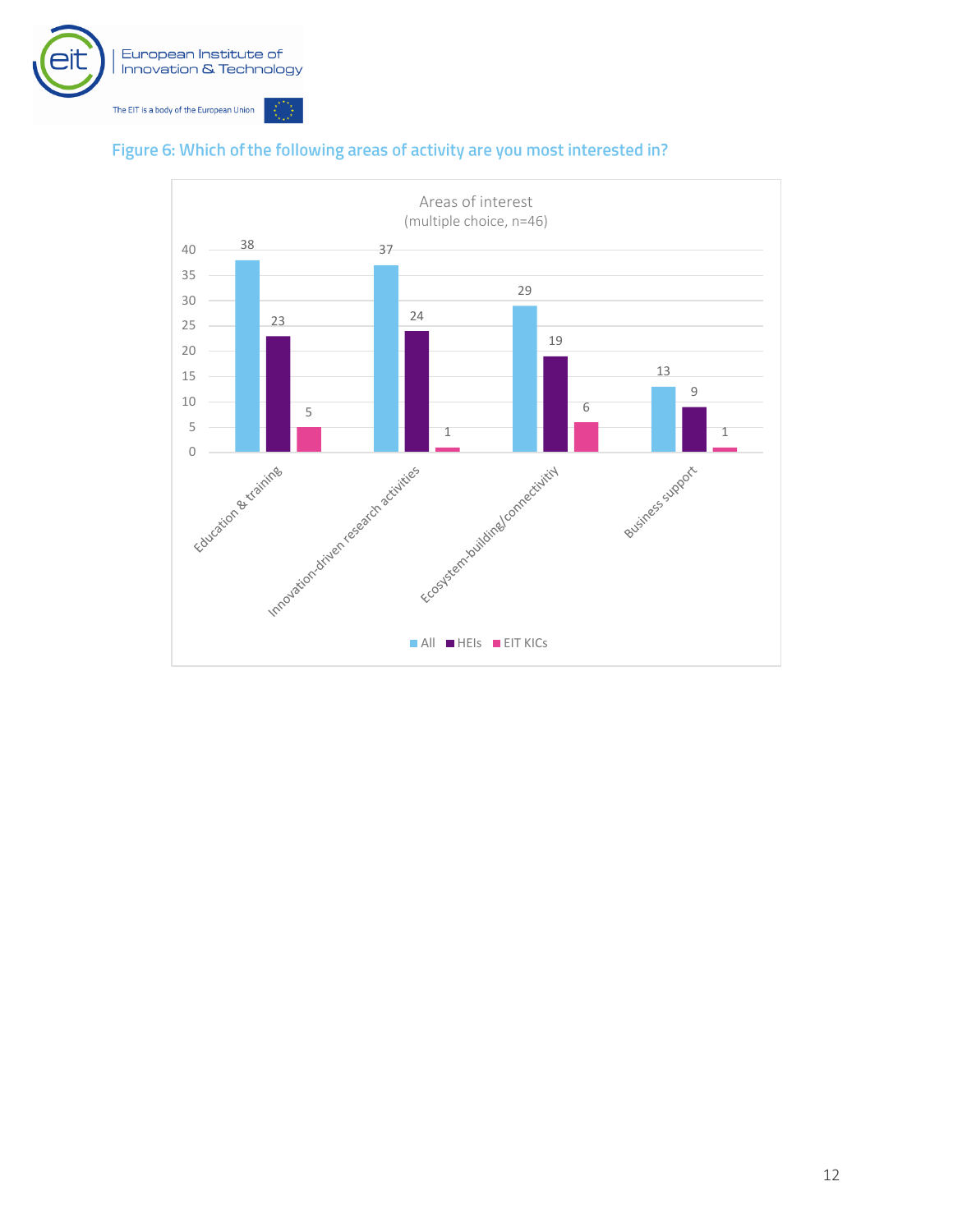Figure 6: Which of the following areas of activity are you most interested in?

Areas of interest
(multiple choice, n=46)

| | All | HEIs | EIT KICs |
| --- | --- | --- | --- |
| Education & training | 38 | 23 | 5 |
| Innovation-driven research activities | 37 | 24 | 1 |
| Ecosystem-building/connectivitiy | 29 | 19 | 6 |
| Business support | 13 | 9 | 1 |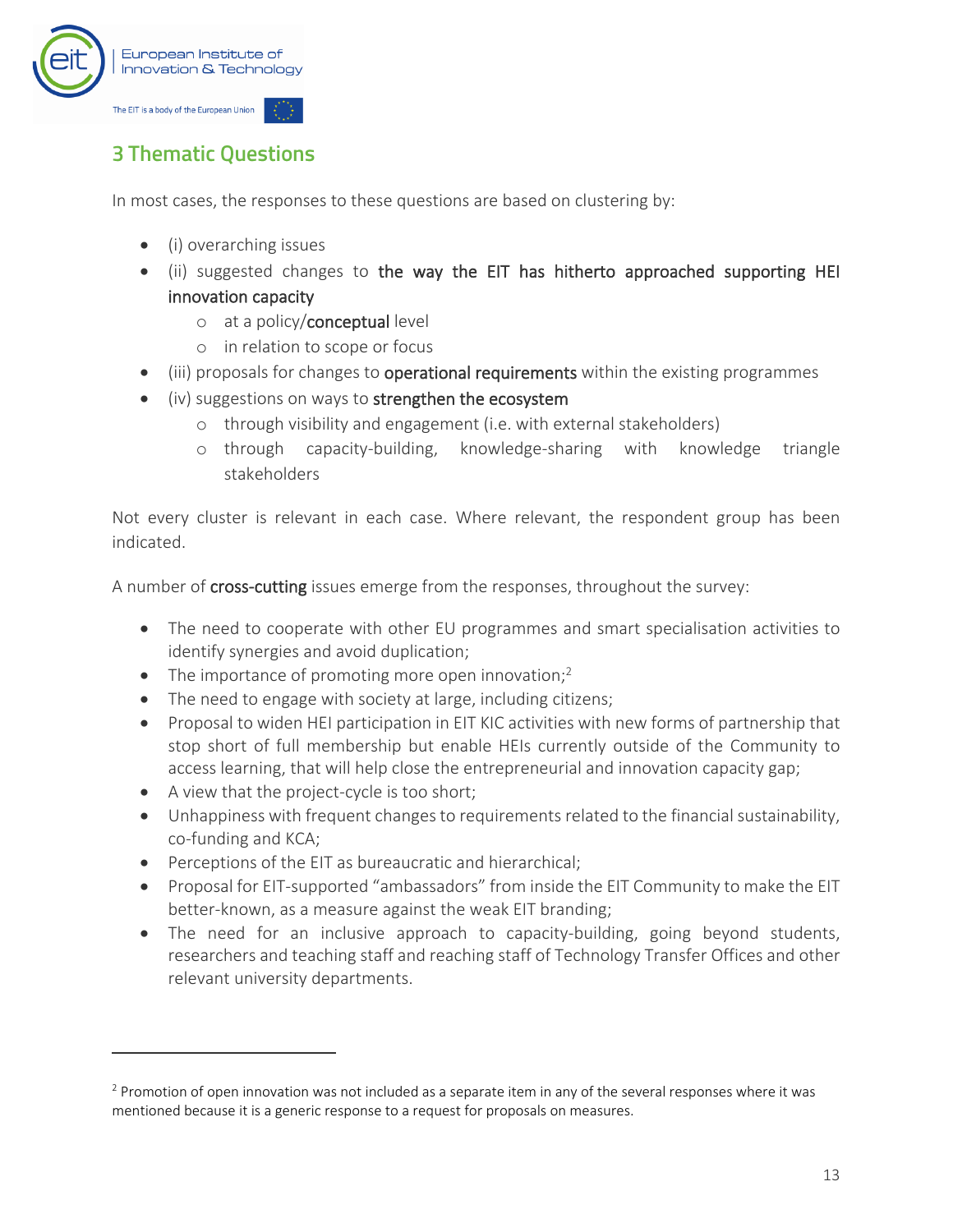## 3 Thematic Questions

In most cases, the responses to these questions are based on clustering by:

- (i) overarching issues
- (ii) suggested changes to **the way the EIT has hitherto approached supporting HEI innovation capacity**
  - at a policy/**conceptual** level
  - in relation to scope or focus
- (iii) proposals for changes to **operational requirements** within the existing programmes
- (iv) suggestions on ways to **strengthen the ecosystem**
  - through visibility and engagement (i.e. with external stakeholders)
  - through capacity-building, knowledge-sharing with knowledge triangle stakeholders

Not every cluster is relevant in each case. Where relevant, the respondent group has been indicated.

A number of **cross-cutting** issues emerge from the responses, throughout the survey:

- The need to cooperate with other EU programmes and smart specialisation activities to identify synergies and avoid duplication;
- The importance of promoting more open innovation;[2]
- The need to engage with society at large, including citizens;
- Proposal to widen HEI participation in EIT KIC activities with new forms of partnership that stop short of full membership but enable HEIs currently outside of the Community to access learning, that will help close the entrepreneurial and innovation capacity gap;
- A view that the project-cycle is too short;
- Unhappiness with frequent changes to requirements related to the financial sustainability, co-funding and KCA;
- Perceptions of the EIT as bureaucratic and hierarchical;
- Proposal for EIT-supported "ambassadors" from inside the EIT Community to make the EIT better-known, as a measure against the weak EIT branding;
- The need for an inclusive approach to capacity-building, going beyond students, researchers and teaching staff and reaching staff of Technology Transfer Offices and other relevant university departments.

---

[2] Promotion of open innovation was not included as a separate item in any of the several responses where it was mentioned because it is a generic response to a request for proposals on measures.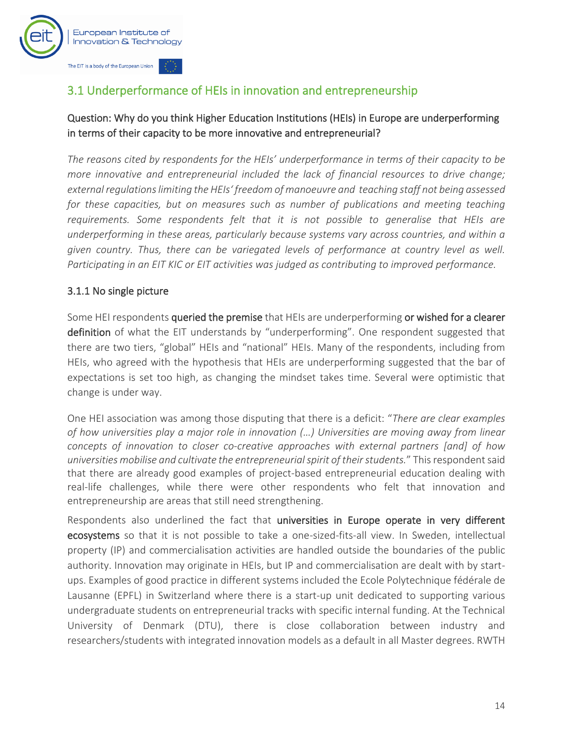## 3.1 Underperformance of HEIs in innovation and entrepreneurship

### Question: Why do you think Higher Education Institutions (HEIs) in Europe are underperforming in terms of their capacity to be more innovative and entrepreneurial?

*The reasons cited by respondents for the HEIs' underperformance in terms of their capacity to be more innovative and entrepreneurial included the lack of financial resources to drive change; external regulations limiting the HEIs' freedom of manoeuvre and teaching staff not being assessed for these capacities, but on measures such as number of publications and meeting teaching requirements. Some respondents felt that it is not possible to generalise that HEIs are underperforming in these areas, particularly because systems vary across countries, and within a given country. Thus, there can be variegated levels of performance at country level as well. Participating in an EIT KIC or EIT activities was judged as contributing to improved performance.*

### 3.1.1 No single picture

Some HEI respondents **queried the premise** that HEIs are underperforming **or wished for a clearer definition** of what the EIT understands by "underperforming". One respondent suggested that there are two tiers, "global" HEIs and "national" HEIs. Many of the respondents, including from HEIs, who agreed with the hypothesis that HEIs are underperforming suggested that the bar of expectations is set too high, as changing the mindset takes time. Several were optimistic that change is under way.

One HEI association was among those disputing that there is a deficit: "*There are clear examples of how universities play a major role in innovation (…) Universities are moving away from linear concepts of innovation to closer co-creative approaches with external partners [and] of how universities mobilise and cultivate the entrepreneurial spirit of their students.*" This respondent said that there are already good examples of project-based entrepreneurial education dealing with real-life challenges, while there were other respondents who felt that innovation and entrepreneurship are areas that still need strengthening.

Respondents also underlined the fact that **universities in Europe operate in very different ecosystems** so that it is not possible to take a one-sized-fits-all view. In Sweden, intellectual property (IP) and commercialisation activities are handled outside the boundaries of the public authority. Innovation may originate in HEIs, but IP and commercialisation are dealt with by start-ups. Examples of good practice in different systems included the Ecole Polytechnique fédérale de Lausanne (EPFL) in Switzerland where there is a start-up unit dedicated to supporting various undergraduate students on entrepreneurial tracks with specific internal funding. At the Technical University of Denmark (DTU), there is close collaboration between industry and researchers/students with integrated innovation models as a default in all Master degrees. RWTH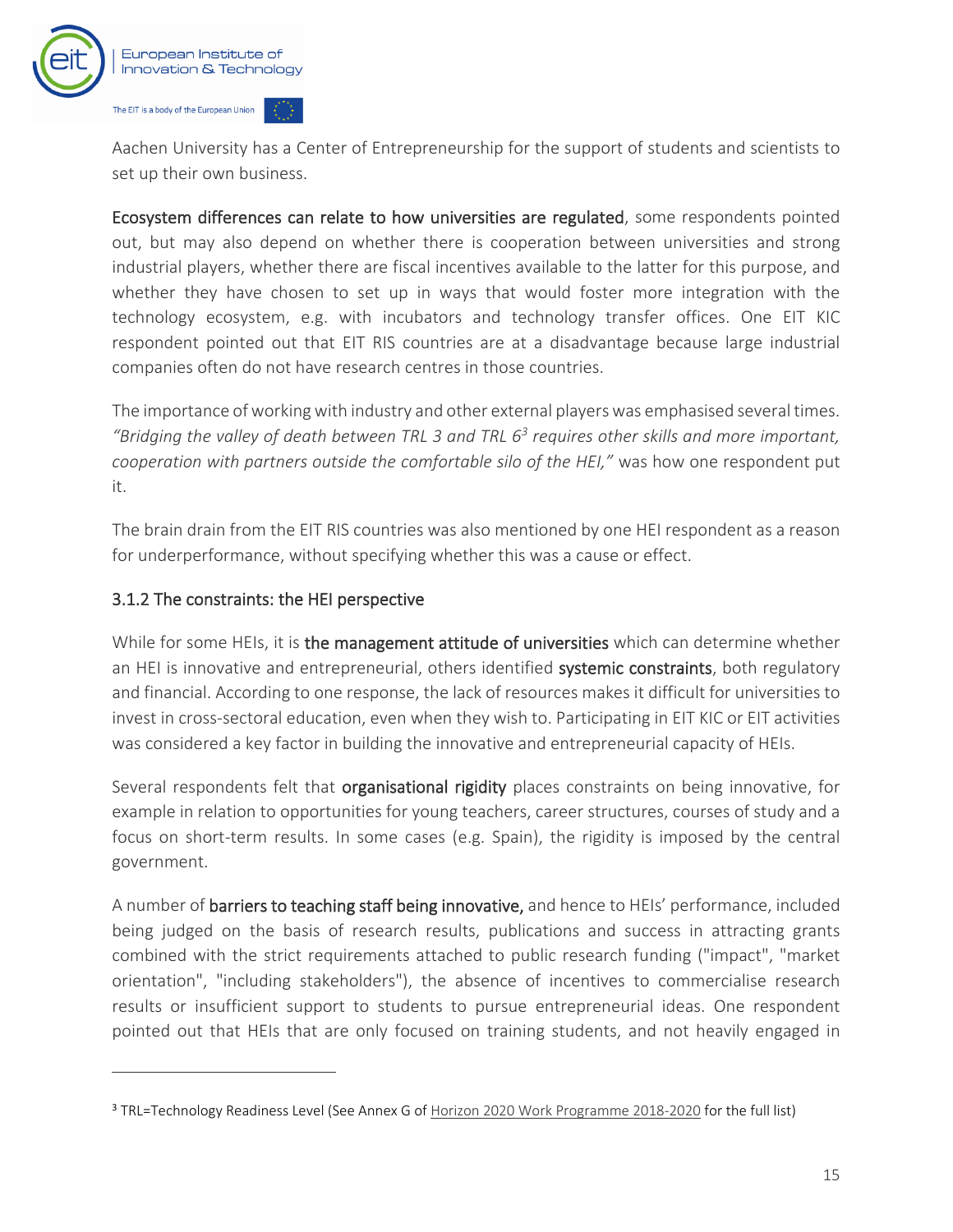Aachen University has a Center of Entrepreneurship for the support of students and scientists to set up their own business.

**Ecosystem differences can relate to how universities are regulated**, some respondents pointed out, but may also depend on whether there is cooperation between universities and strong industrial players, whether there are fiscal incentives available to the latter for this purpose, and whether they have chosen to set up in ways that would foster more integration with the technology ecosystem, e.g. with incubators and technology transfer offices. One EIT KIC respondent pointed out that EIT RIS countries are at a disadvantage because large industrial companies often do not have research centres in those countries.

The importance of working with industry and other external players was emphasised several times. *"Bridging the valley of death between TRL 3 and TRL 6*[3] *requires other skills and more important, cooperation with partners outside the comfortable silo of the HEI,"* was how one respondent put it.

The brain drain from the EIT RIS countries was also mentioned by one HEI respondent as a reason for underperformance, without specifying whether this was a cause or effect.

### 3.1.2 The constraints: the HEI perspective

While for some HEIs, it is **the management attitude of universities** which can determine whether an HEI is innovative and entrepreneurial, others identified **systemic constraints**, both regulatory and financial. According to one response, the lack of resources makes it difficult for universities to invest in cross-sectoral education, even when they wish to. Participating in EIT KIC or EIT activities was considered a key factor in building the innovative and entrepreneurial capacity of HEIs.

Several respondents felt that **organisational rigidity** places constraints on being innovative, for example in relation to opportunities for young teachers, career structures, courses of study and a focus on short-term results. In some cases (e.g. Spain), the rigidity is imposed by the central government.

A number of **barriers to teaching staff being innovative,** and hence to HEIs' performance, included being judged on the basis of research results, publications and success in attracting grants combined with the strict requirements attached to public research funding ("impact", "market orientation", "including stakeholders"), the absence of incentives to commercialise research results or insufficient support to students to pursue entrepreneurial ideas. One respondent pointed out that HEIs that are only focused on training students, and not heavily engaged in

---

[3] TRL=Technology Readiness Level (See Annex G of Horizon 2020 Work Programme 2018-2020 for the full list)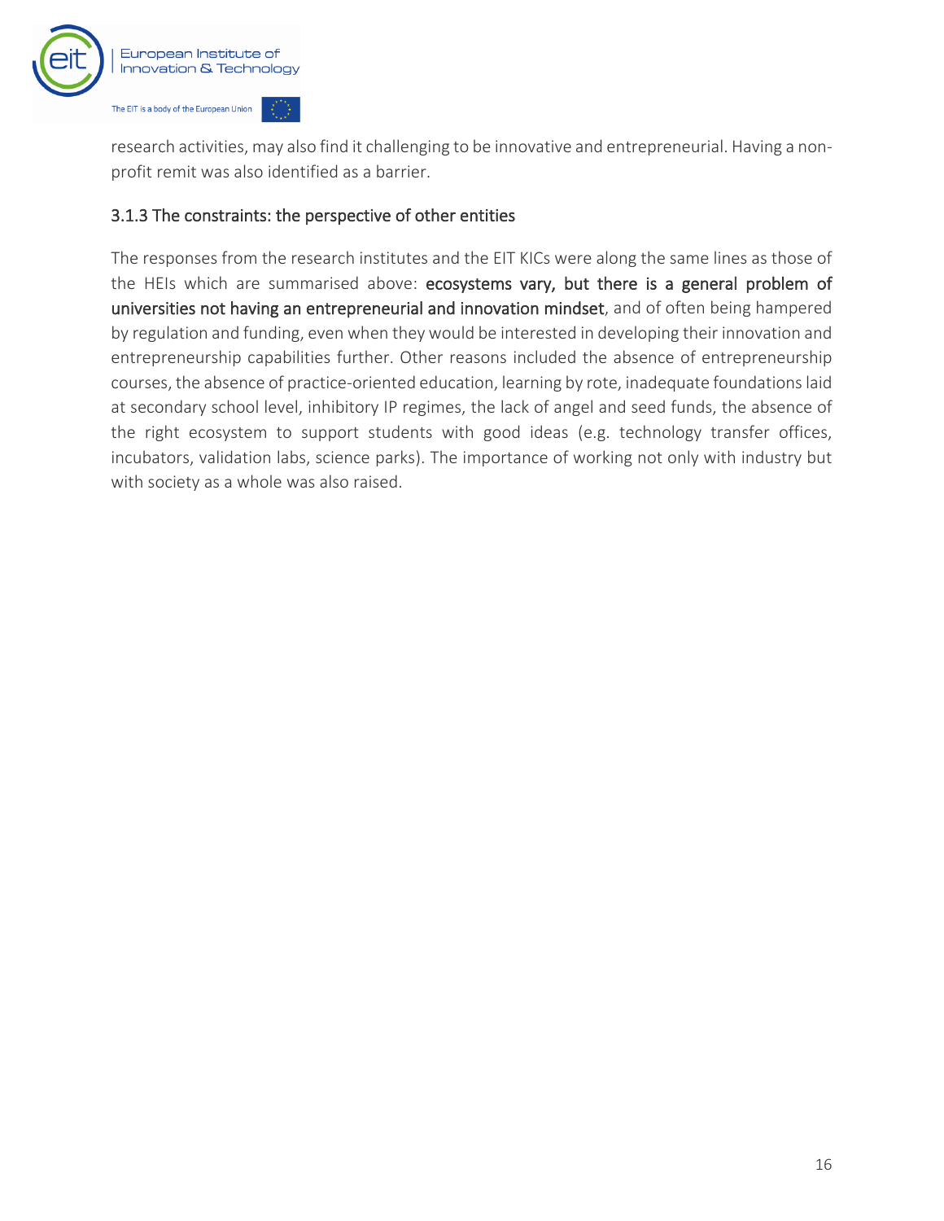research activities, may also find it challenging to be innovative and entrepreneurial. Having a non-profit remit was also identified as a barrier.

### 3.1.3 The constraints: the perspective of other entities

The responses from the research institutes and the EIT KICs were along the same lines as those of the HEIs which are summarised above: **ecosystems vary, but there is a general problem of universities not having an entrepreneurial and innovation mindset**, and of often being hampered by regulation and funding, even when they would be interested in developing their innovation and entrepreneurship capabilities further. Other reasons included the absence of entrepreneurship courses, the absence of practice-oriented education, learning by rote, inadequate foundations laid at secondary school level, inhibitory IP regimes, the lack of angel and seed funds, the absence of the right ecosystem to support students with good ideas (e.g. technology transfer offices, incubators, validation labs, science parks). The importance of working not only with industry but with society as a whole was also raised.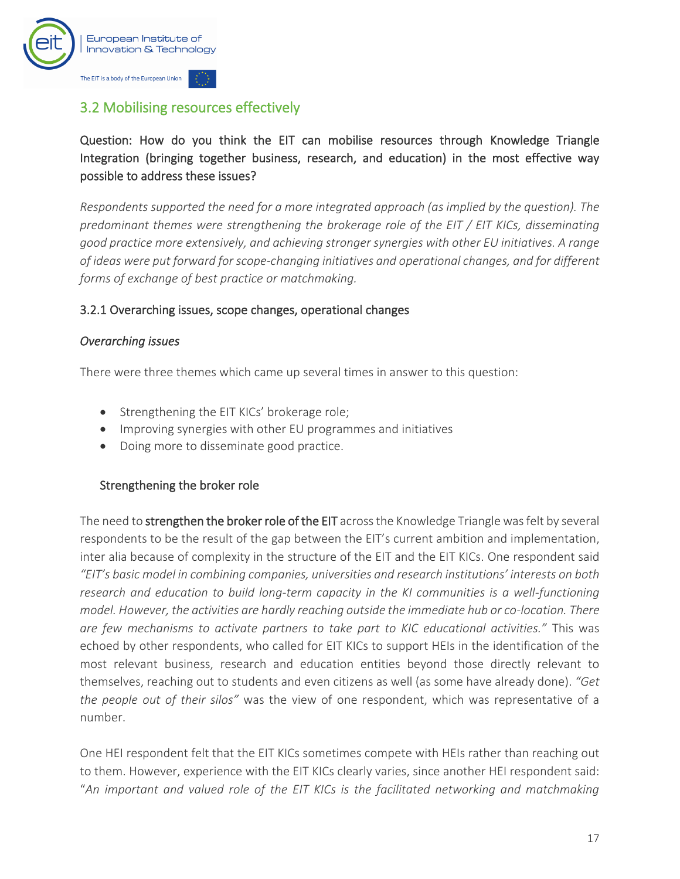## 3.2 Mobilising resources effectively

Question: How do you think the EIT can mobilise resources through Knowledge Triangle Integration (bringing together business, research, and education) in the most effective way possible to address these issues?

*Respondents supported the need for a more integrated approach (as implied by the question). The predominant themes were strengthening the brokerage role of the EIT / EIT KICs, disseminating good practice more extensively, and achieving stronger synergies with other EU initiatives. A range of ideas were put forward for scope-changing initiatives and operational changes, and for different forms of exchange of best practice or matchmaking.*

### 3.2.1 Overarching issues, scope changes, operational changes

*Overarching issues*

There were three themes which came up several times in answer to this question:

- Strengthening the EIT KICs' brokerage role;
- Improving synergies with other EU programmes and initiatives
- Doing more to disseminate good practice.

#### Strengthening the broker role

The need to **strengthen the broker role of the EIT** across the Knowledge Triangle was felt by several respondents to be the result of the gap between the EIT's current ambition and implementation, inter alia because of complexity in the structure of the EIT and the EIT KICs. One respondent said *"EIT's basic model in combining companies, universities and research institutions' interests on both research and education to build long-term capacity in the KI communities is a well-functioning model. However, the activities are hardly reaching outside the immediate hub or co-location. There are few mechanisms to activate partners to take part to KIC educational activities."* This was echoed by other respondents, who called for EIT KICs to support HEIs in the identification of the most relevant business, research and education entities beyond those directly relevant to themselves, reaching out to students and even citizens as well (as some have already done). *"Get the people out of their silos"* was the view of one respondent, which was representative of a number.

One HEI respondent felt that the EIT KICs sometimes compete with HEIs rather than reaching out to them. However, experience with the EIT KICs clearly varies, since another HEI respondent said: "*An important and valued role of the EIT KICs is the facilitated networking and matchmaking*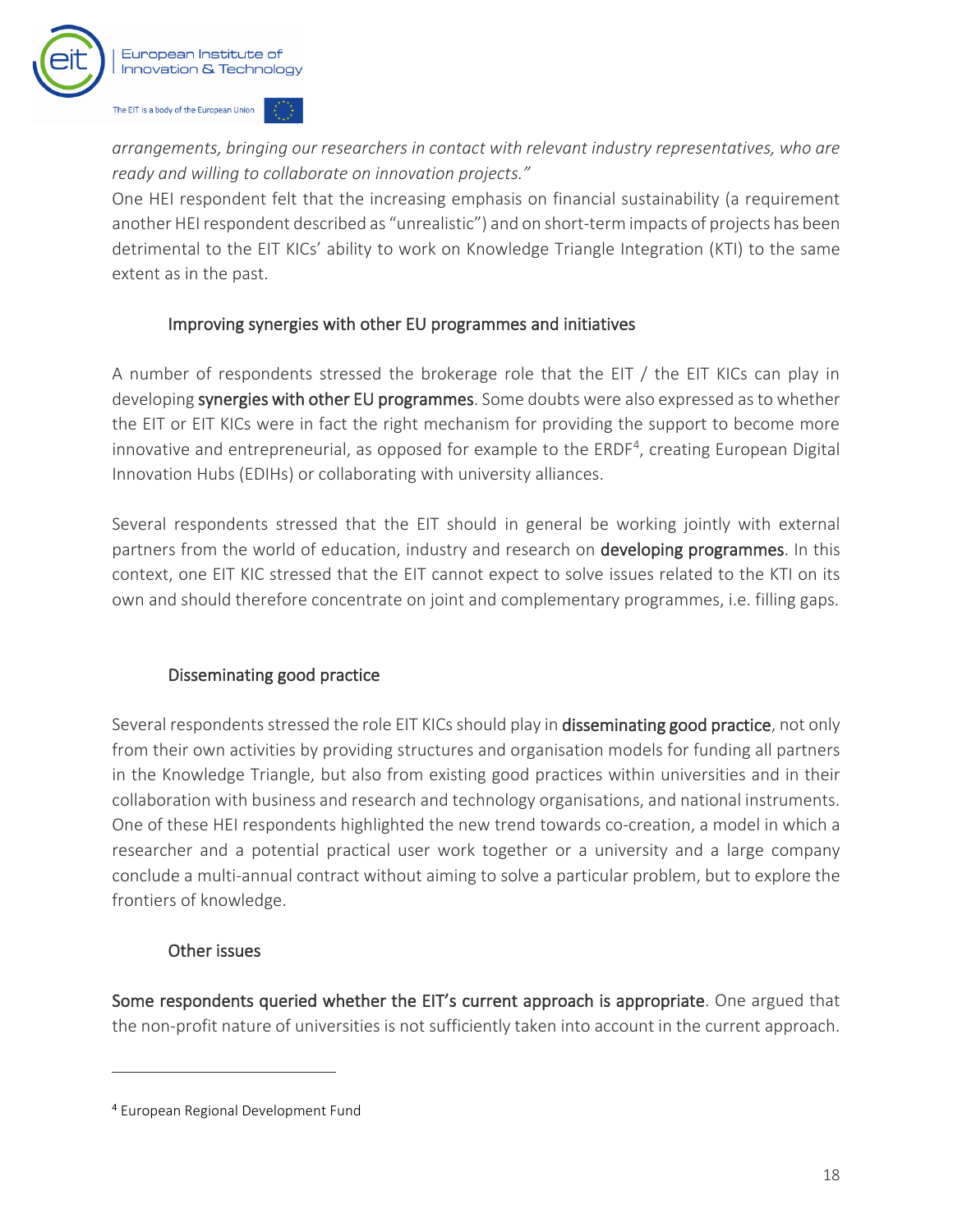*arrangements, bringing our researchers in contact with relevant industry representatives, who are ready and willing to collaborate on innovation projects."*

One HEI respondent felt that the increasing emphasis on financial sustainability (a requirement another HEI respondent described as "unrealistic") and on short-term impacts of projects has been detrimental to the EIT KICs' ability to work on Knowledge Triangle Integration (KTI) to the same extent as in the past.

### Improving synergies with other EU programmes and initiatives

A number of respondents stressed the brokerage role that the EIT / the EIT KICs can play in developing **synergies with other EU programmes**. Some doubts were also expressed as to whether the EIT or EIT KICs were in fact the right mechanism for providing the support to become more innovative and entrepreneurial, as opposed for example to the ERDF[4], creating European Digital Innovation Hubs (EDIHs) or collaborating with university alliances.

Several respondents stressed that the EIT should in general be working jointly with external partners from the world of education, industry and research on **developing programmes**. In this context, one EIT KIC stressed that the EIT cannot expect to solve issues related to the KTI on its own and should therefore concentrate on joint and complementary programmes, i.e. filling gaps.

### Disseminating good practice

Several respondents stressed the role EIT KICs should play in **disseminating good practice**, not only from their own activities by providing structures and organisation models for funding all partners in the Knowledge Triangle, but also from existing good practices within universities and in their collaboration with business and research and technology organisations, and national instruments. One of these HEI respondents highlighted the new trend towards co-creation, a model in which a researcher and a potential practical user work together or a university and a large company conclude a multi-annual contract without aiming to solve a particular problem, but to explore the frontiers of knowledge.

### Other issues

**Some respondents queried whether the EIT's current approach is appropriate**. One argued that the non-profit nature of universities is not sufficiently taken into account in the current approach.

---

[4] European Regional Development Fund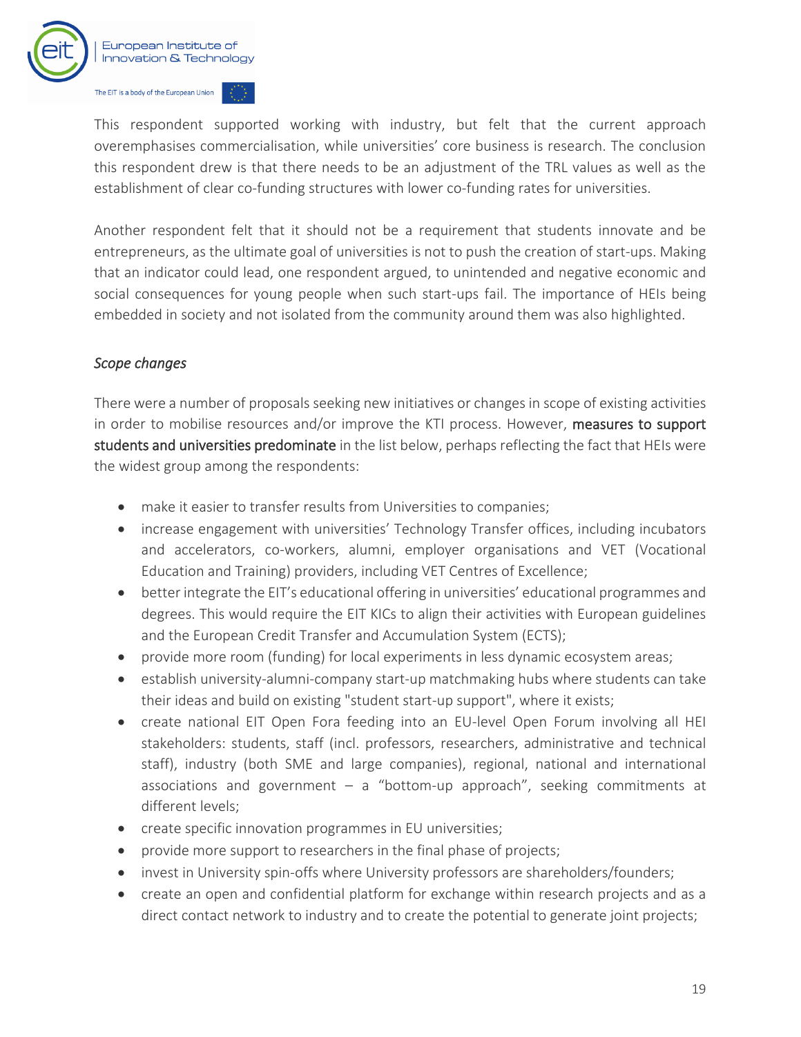This respondent supported working with industry, but felt that the current approach overemphasises commercialisation, while universities' core business is research. The conclusion this respondent drew is that there needs to be an adjustment of the TRL values as well as the establishment of clear co-funding structures with lower co-funding rates for universities.

Another respondent felt that it should not be a requirement that students innovate and be entrepreneurs, as the ultimate goal of universities is not to push the creation of start-ups. Making that an indicator could lead, one respondent argued, to unintended and negative economic and social consequences for young people when such start-ups fail. The importance of HEIs being embedded in society and not isolated from the community around them was also highlighted.

*Scope changes*

There were a number of proposals seeking new initiatives or changes in scope of existing activities in order to mobilise resources and/or improve the KTI process. However, **measures to support students and universities predominate** in the list below, perhaps reflecting the fact that HEIs were the widest group among the respondents:

- make it easier to transfer results from Universities to companies;
- increase engagement with universities' Technology Transfer offices, including incubators and accelerators, co-workers, alumni, employer organisations and VET (Vocational Education and Training) providers, including VET Centres of Excellence;
- better integrate the EIT's educational offering in universities' educational programmes and degrees. This would require the EIT KICs to align their activities with European guidelines and the European Credit Transfer and Accumulation System (ECTS);
- provide more room (funding) for local experiments in less dynamic ecosystem areas;
- establish university-alumni-company start-up matchmaking hubs where students can take their ideas and build on existing "student start-up support", where it exists;
- create national EIT Open Fora feeding into an EU-level Open Forum involving all HEI stakeholders: students, staff (incl. professors, researchers, administrative and technical staff), industry (both SME and large companies), regional, national and international associations and government – a "bottom-up approach", seeking commitments at different levels;
- create specific innovation programmes in EU universities;
- provide more support to researchers in the final phase of projects;
- invest in University spin-offs where University professors are shareholders/founders;
- create an open and confidential platform for exchange within research projects and as a direct contact network to industry and to create the potential to generate joint projects;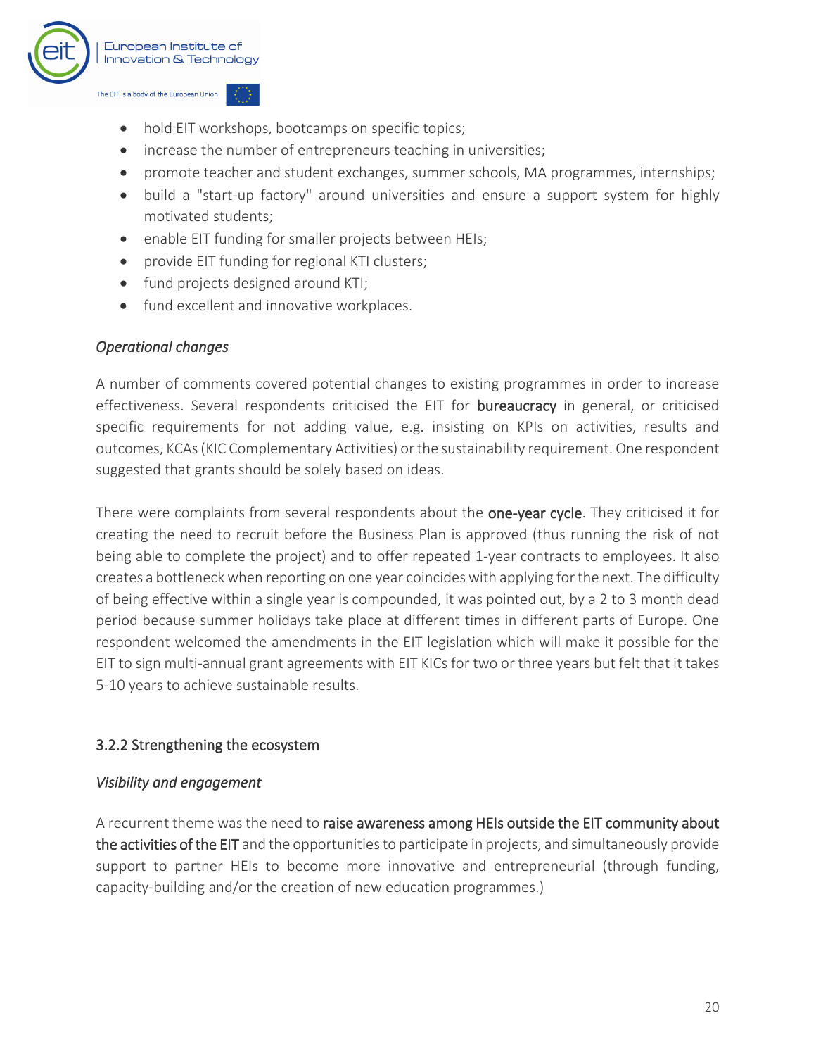- hold EIT workshops, bootcamps on specific topics;
- increase the number of entrepreneurs teaching in universities;
- promote teacher and student exchanges, summer schools, MA programmes, internships;
- build a "start-up factory" around universities and ensure a support system for highly motivated students;
- enable EIT funding for smaller projects between HEIs;
- provide EIT funding for regional KTI clusters;
- fund projects designed around KTI;
- fund excellent and innovative workplaces.

*Operational changes*

A number of comments covered potential changes to existing programmes in order to increase effectiveness. Several respondents criticised the EIT for **bureaucracy** in general, or criticised specific requirements for not adding value, e.g. insisting on KPIs on activities, results and outcomes, KCAs (KIC Complementary Activities) or the sustainability requirement. One respondent suggested that grants should be solely based on ideas.

There were complaints from several respondents about the **one-year cycle**. They criticised it for creating the need to recruit before the Business Plan is approved (thus running the risk of not being able to complete the project) and to offer repeated 1-year contracts to employees. It also creates a bottleneck when reporting on one year coincides with applying for the next. The difficulty of being effective within a single year is compounded, it was pointed out, by a 2 to 3 month dead period because summer holidays take place at different times in different parts of Europe. One respondent welcomed the amendments in the EIT legislation which will make it possible for the EIT to sign multi-annual grant agreements with EIT KICs for two or three years but felt that it takes 5-10 years to achieve sustainable results.

### 3.2.2 Strengthening the ecosystem

*Visibility and engagement*

A recurrent theme was the need to **raise awareness among HEIs outside the EIT community about the activities of the EIT** and the opportunities to participate in projects, and simultaneously provide support to partner HEIs to become more innovative and entrepreneurial (through funding, capacity-building and/or the creation of new education programmes.)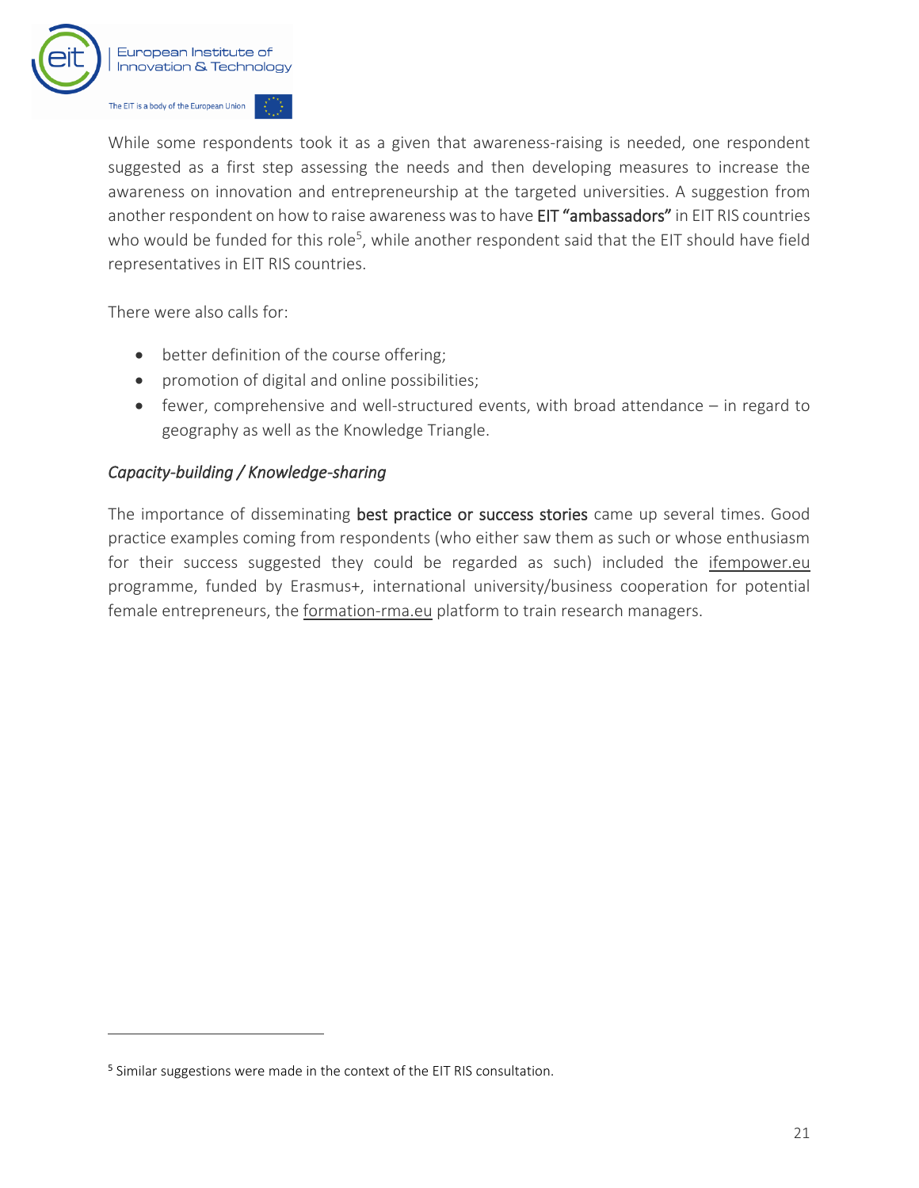While some respondents took it as a given that awareness-raising is needed, one respondent suggested as a first step assessing the needs and then developing measures to increase the awareness on innovation and entrepreneurship at the targeted universities. A suggestion from another respondent on how to raise awareness was to have **EIT "ambassadors"** in EIT RIS countries who would be funded for this role[5], while another respondent said that the EIT should have field representatives in EIT RIS countries.

There were also calls for:

- better definition of the course offering;
- promotion of digital and online possibilities;
- fewer, comprehensive and well-structured events, with broad attendance – in regard to geography as well as the Knowledge Triangle.

*Capacity-building / Knowledge-sharing*

The importance of disseminating **best practice or success stories** came up several times. Good practice examples coming from respondents (who either saw them as such or whose enthusiasm for their success suggested they could be regarded as such) included the ifempower.eu programme, funded by Erasmus+, international university/business cooperation for potential female entrepreneurs, the formation-rma.eu platform to train research managers.

---

[5] Similar suggestions were made in the context of the EIT RIS consultation.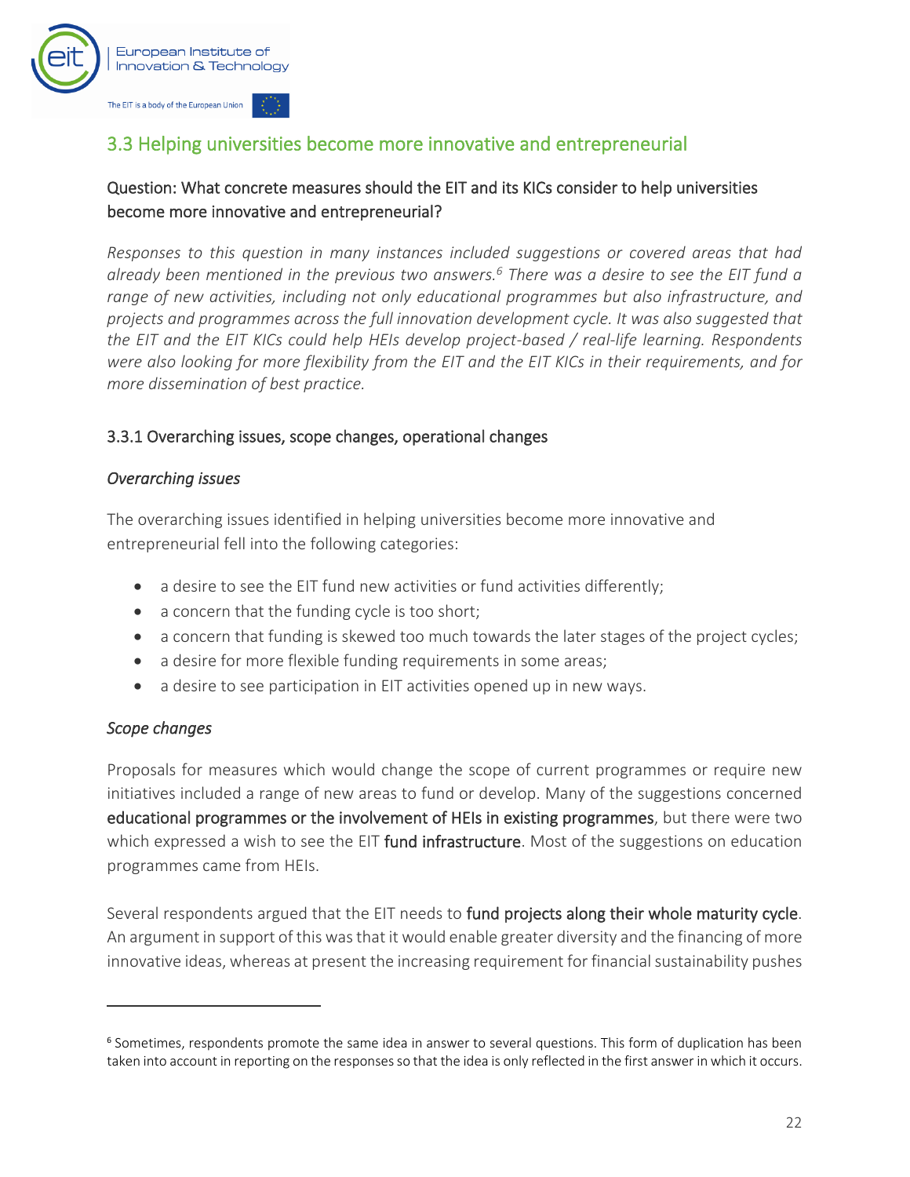## 3.3 Helping universities become more innovative and entrepreneurial

### Question: What concrete measures should the EIT and its KICs consider to help universities become more innovative and entrepreneurial?

*Responses to this question in many instances included suggestions or covered areas that had already been mentioned in the previous two answers.[6] There was a desire to see the EIT fund a range of new activities, including not only educational programmes but also infrastructure, and projects and programmes across the full innovation development cycle. It was also suggested that the EIT and the EIT KICs could help HEIs develop project-based / real-life learning. Respondents were also looking for more flexibility from the EIT and the EIT KICs in their requirements, and for more dissemination of best practice.*

### 3.3.1 Overarching issues, scope changes, operational changes

*Overarching issues*

The overarching issues identified in helping universities become more innovative and entrepreneurial fell into the following categories:

- a desire to see the EIT fund new activities or fund activities differently;
- a concern that the funding cycle is too short;
- a concern that funding is skewed too much towards the later stages of the project cycles;
- a desire for more flexible funding requirements in some areas;
- a desire to see participation in EIT activities opened up in new ways.

*Scope changes*

Proposals for measures which would change the scope of current programmes or require new initiatives included a range of new areas to fund or develop. Many of the suggestions concerned **educational programmes or the involvement of HEIs in existing programmes**, but there were two which expressed a wish to see the EIT **fund infrastructure**. Most of the suggestions on education programmes came from HEIs.

Several respondents argued that the EIT needs to **fund projects along their whole maturity cycle**. An argument in support of this was that it would enable greater diversity and the financing of more innovative ideas, whereas at present the increasing requirement for financial sustainability pushes

---

[6] Sometimes, respondents promote the same idea in answer to several questions. This form of duplication has been taken into account in reporting on the responses so that the idea is only reflected in the first answer in which it occurs.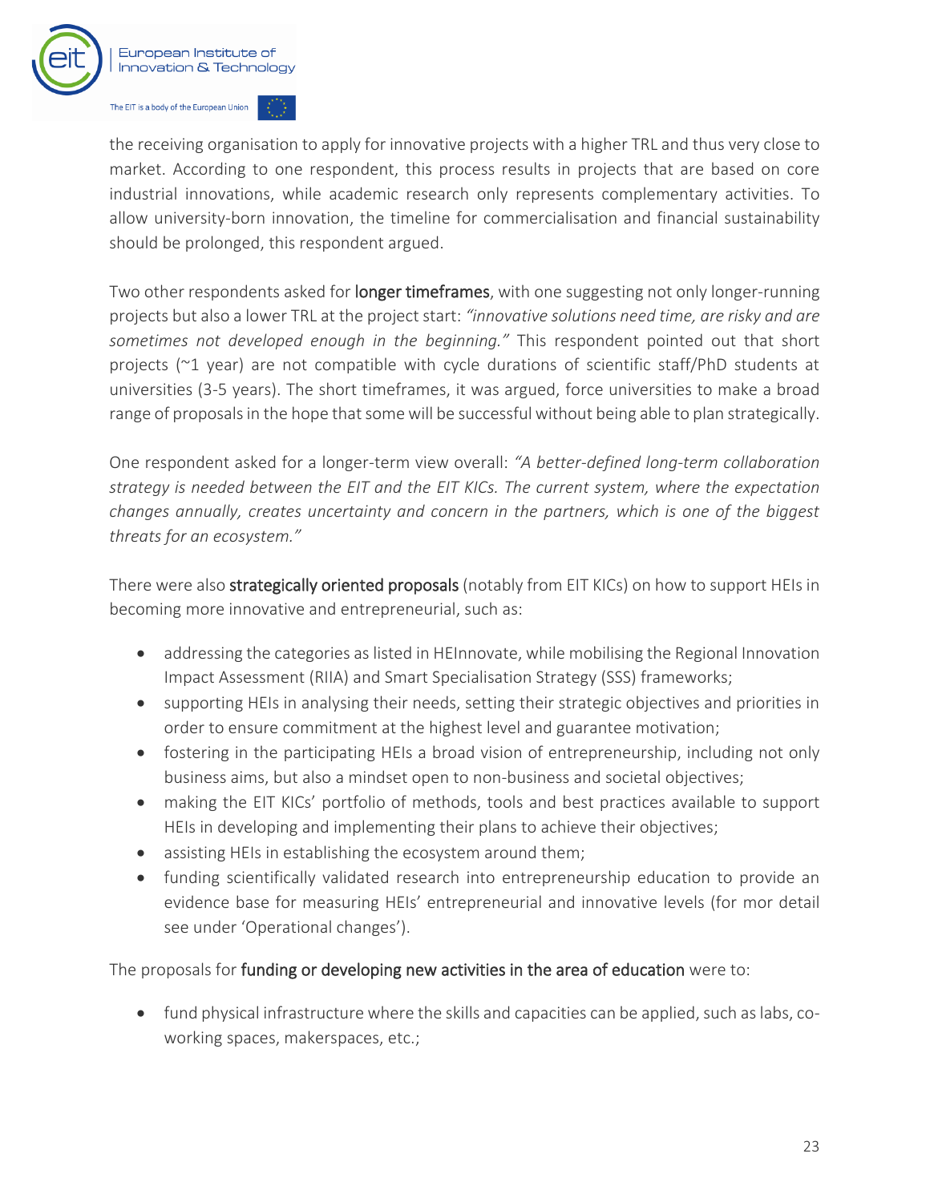the receiving organisation to apply for innovative projects with a higher TRL and thus very close to market. According to one respondent, this process results in projects that are based on core industrial innovations, while academic research only represents complementary activities. To allow university-born innovation, the timeline for commercialisation and financial sustainability should be prolonged, this respondent argued.

Two other respondents asked for **longer timeframes**, with one suggesting not only longer-running projects but also a lower TRL at the project start: *"innovative solutions need time, are risky and are sometimes not developed enough in the beginning."* This respondent pointed out that short projects (~1 year) are not compatible with cycle durations of scientific staff/PhD students at universities (3-5 years). The short timeframes, it was argued, force universities to make a broad range of proposals in the hope that some will be successful without being able to plan strategically.

One respondent asked for a longer-term view overall: *"A better-defined long-term collaboration strategy is needed between the EIT and the EIT KICs. The current system, where the expectation changes annually, creates uncertainty and concern in the partners, which is one of the biggest threats for an ecosystem."*

There were also **strategically oriented proposals** (notably from EIT KICs) on how to support HEIs in becoming more innovative and entrepreneurial, such as:

- addressing the categories as listed in HEInnovate, while mobilising the Regional Innovation Impact Assessment (RIIA) and Smart Specialisation Strategy (SSS) frameworks;
- supporting HEIs in analysing their needs, setting their strategic objectives and priorities in order to ensure commitment at the highest level and guarantee motivation;
- fostering in the participating HEIs a broad vision of entrepreneurship, including not only business aims, but also a mindset open to non-business and societal objectives;
- making the EIT KICs' portfolio of methods, tools and best practices available to support HEIs in developing and implementing their plans to achieve their objectives;
- assisting HEIs in establishing the ecosystem around them;
- funding scientifically validated research into entrepreneurship education to provide an evidence base for measuring HEIs' entrepreneurial and innovative levels (for mor detail see under 'Operational changes').

The proposals for **funding or developing new activities in the area of education** were to:

- fund physical infrastructure where the skills and capacities can be applied, such as labs, co-working spaces, makerspaces, etc.;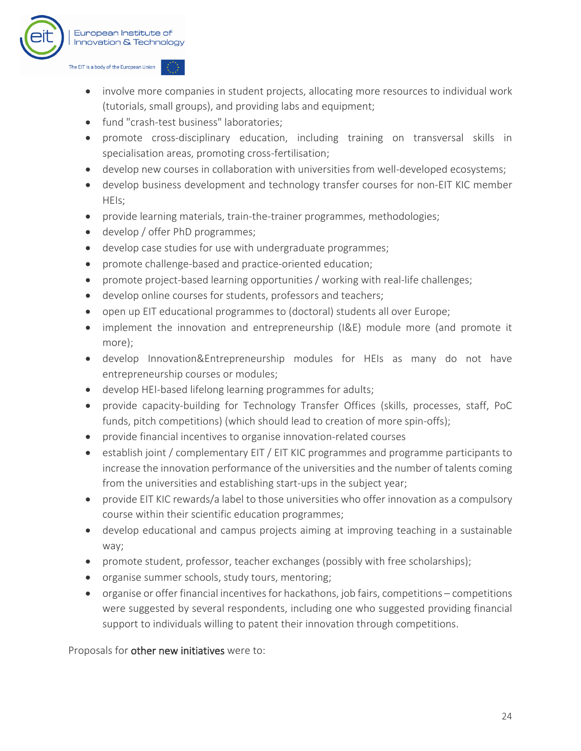- involve more companies in student projects, allocating more resources to individual work (tutorials, small groups), and providing labs and equipment;
- fund "crash-test business" laboratories;
- promote cross-disciplinary education, including training on transversal skills in specialisation areas, promoting cross-fertilisation;
- develop new courses in collaboration with universities from well-developed ecosystems;
- develop business development and technology transfer courses for non-EIT KIC member HEIs;
- provide learning materials, train-the-trainer programmes, methodologies;
- develop / offer PhD programmes;
- develop case studies for use with undergraduate programmes;
- promote challenge-based and practice-oriented education;
- promote project-based learning opportunities / working with real-life challenges;
- develop online courses for students, professors and teachers;
- open up EIT educational programmes to (doctoral) students all over Europe;
- implement the innovation and entrepreneurship (I&E) module more (and promote it more);
- develop Innovation&Entrepreneurship modules for HEIs as many do not have entrepreneurship courses or modules;
- develop HEI-based lifelong learning programmes for adults;
- provide capacity-building for Technology Transfer Offices (skills, processes, staff, PoC funds, pitch competitions) (which should lead to creation of more spin-offs);
- provide financial incentives to organise innovation-related courses
- establish joint / complementary EIT / EIT KIC programmes and programme participants to increase the innovation performance of the universities and the number of talents coming from the universities and establishing start-ups in the subject year;
- provide EIT KIC rewards/a label to those universities who offer innovation as a compulsory course within their scientific education programmes;
- develop educational and campus projects aiming at improving teaching in a sustainable way;
- promote student, professor, teacher exchanges (possibly with free scholarships);
- organise summer schools, study tours, mentoring;
- organise or offer financial incentives for hackathons, job fairs, competitions – competitions were suggested by several respondents, including one who suggested providing financial support to individuals willing to patent their innovation through competitions.

Proposals for other new initiatives were to: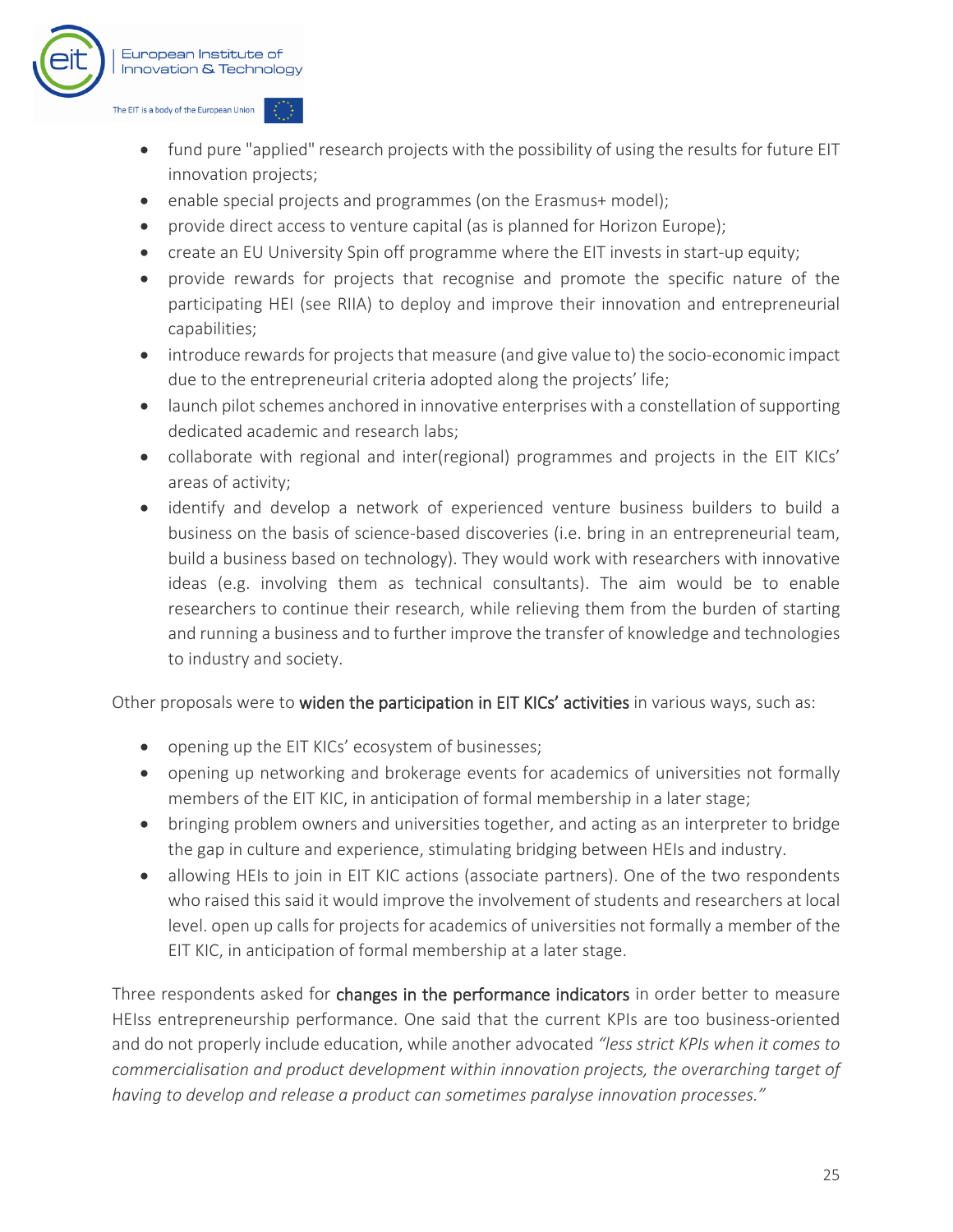- fund pure "applied" research projects with the possibility of using the results for future EIT innovation projects;
- enable special projects and programmes (on the Erasmus+ model);
- provide direct access to venture capital (as is planned for Horizon Europe);
- create an EU University Spin off programme where the EIT invests in start-up equity;
- provide rewards for projects that recognise and promote the specific nature of the participating HEI (see RIIA) to deploy and improve their innovation and entrepreneurial capabilities;
- introduce rewards for projects that measure (and give value to) the socio-economic impact due to the entrepreneurial criteria adopted along the projects' life;
- launch pilot schemes anchored in innovative enterprises with a constellation of supporting dedicated academic and research labs;
- collaborate with regional and inter(regional) programmes and projects in the EIT KICs' areas of activity;
- identify and develop a network of experienced venture business builders to build a business on the basis of science-based discoveries (i.e. bring in an entrepreneurial team, build a business based on technology). They would work with researchers with innovative ideas (e.g. involving them as technical consultants). The aim would be to enable researchers to continue their research, while relieving them from the burden of starting and running a business and to further improve the transfer of knowledge and technologies to industry and society.

Other proposals were to **widen the participation in EIT KICs' activities** in various ways, such as:

- opening up the EIT KICs' ecosystem of businesses;
- opening up networking and brokerage events for academics of universities not formally members of the EIT KIC, in anticipation of formal membership in a later stage;
- bringing problem owners and universities together, and acting as an interpreter to bridge the gap in culture and experience, stimulating bridging between HEIs and industry.
- allowing HEIs to join in EIT KIC actions (associate partners). One of the two respondents who raised this said it would improve the involvement of students and researchers at local level. open up calls for projects for academics of universities not formally a member of the EIT KIC, in anticipation of formal membership at a later stage.

Three respondents asked for **changes in the performance indicators** in order better to measure HEIss entrepreneurship performance. One said that the current KPIs are too business-oriented and do not properly include education, while another advocated *"less strict KPIs when it comes to commercialisation and product development within innovation projects, the overarching target of having to develop and release a product can sometimes paralyse innovation processes."*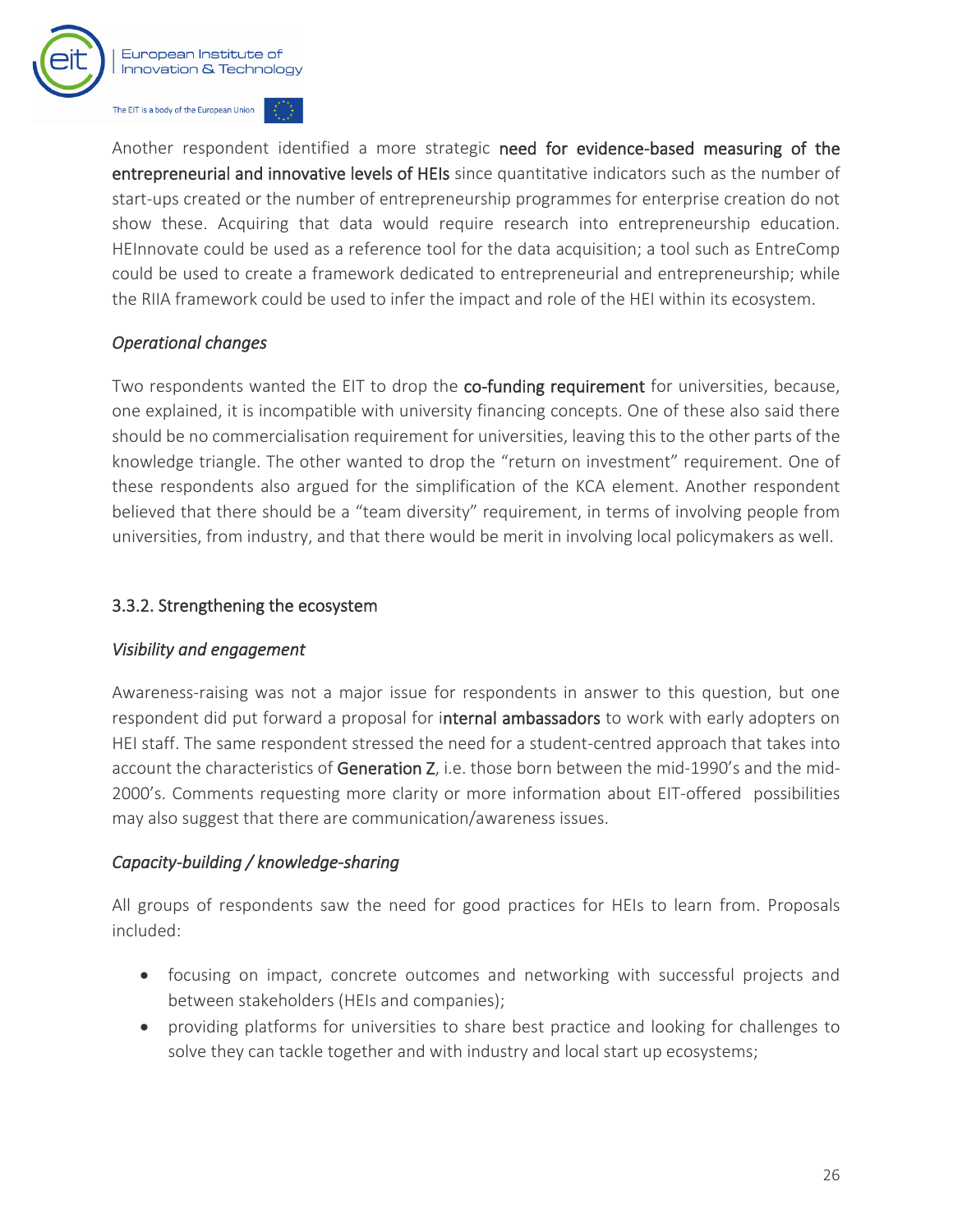Another respondent identified a more strategic **need for evidence-based measuring of the entrepreneurial and innovative levels of HEIs** since quantitative indicators such as the number of start-ups created or the number of entrepreneurship programmes for enterprise creation do not show these. Acquiring that data would require research into entrepreneurship education. HEInnovate could be used as a reference tool for the data acquisition; a tool such as EntreComp could be used to create a framework dedicated to entrepreneurial and entrepreneurship; while the RIIA framework could be used to infer the impact and role of the HEI within its ecosystem.

*Operational changes*

Two respondents wanted the EIT to drop the **co-funding requirement** for universities, because, one explained, it is incompatible with university financing concepts. One of these also said there should be no commercialisation requirement for universities, leaving this to the other parts of the knowledge triangle. The other wanted to drop the "return on investment" requirement. One of these respondents also argued for the simplification of the KCA element. Another respondent believed that there should be a "team diversity" requirement, in terms of involving people from universities, from industry, and that there would be merit in involving local policymakers as well.

### 3.3.2. Strengthening the ecosystem

*Visibility and engagement*

Awareness-raising was not a major issue for respondents in answer to this question, but one respondent did put forward a proposal for i**nternal ambassadors** to work with early adopters on HEI staff. The same respondent stressed the need for a student-centred approach that takes into account the characteristics of **Generation Z**, i.e. those born between the mid-1990's and the mid-2000's. Comments requesting more clarity or more information about EIT-offered possibilities may also suggest that there are communication/awareness issues.

*Capacity-building / knowledge-sharing*

All groups of respondents saw the need for good practices for HEIs to learn from. Proposals included:

- focusing on impact, concrete outcomes and networking with successful projects and between stakeholders (HEIs and companies);
- providing platforms for universities to share best practice and looking for challenges to solve they can tackle together and with industry and local start up ecosystems;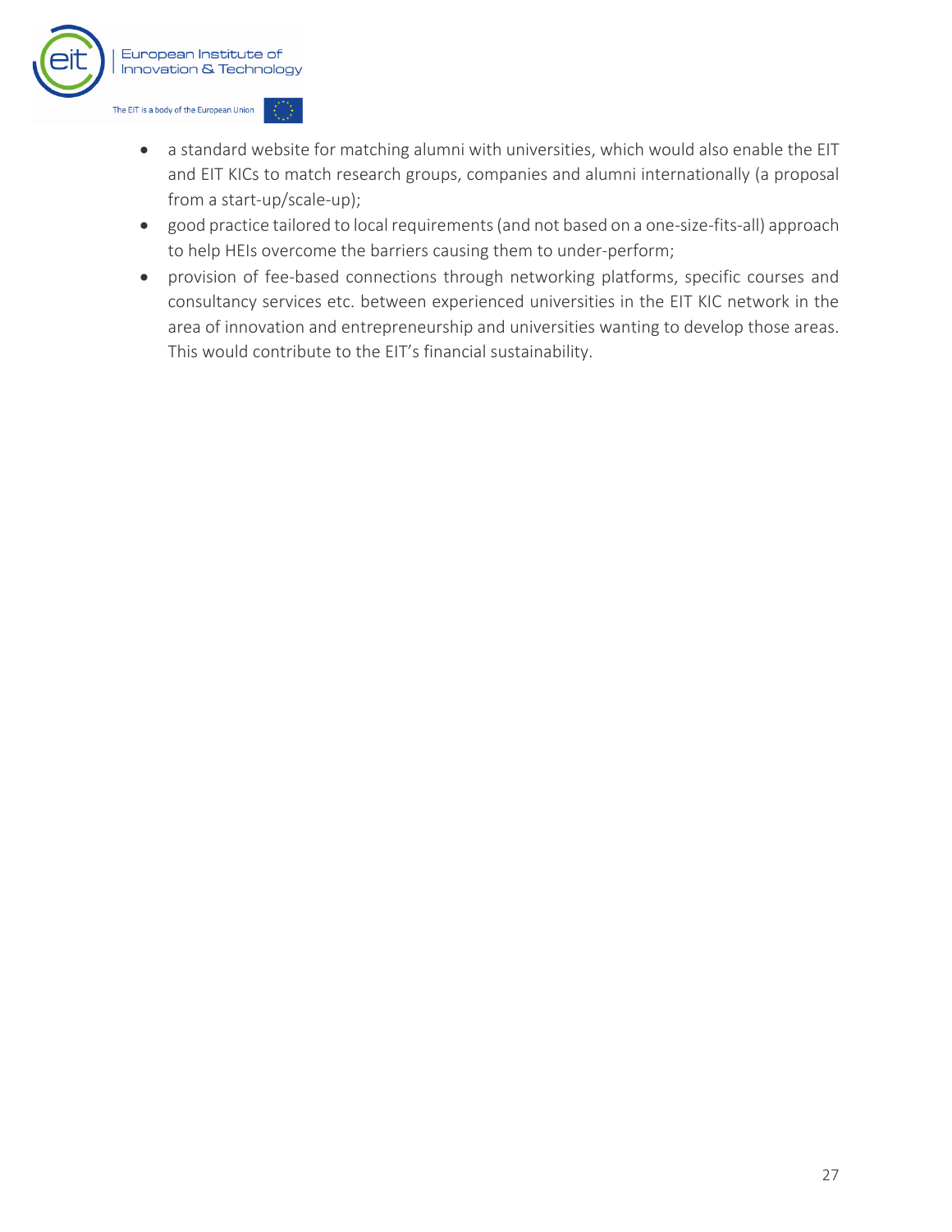- a standard website for matching alumni with universities, which would also enable the EIT and EIT KICs to match research groups, companies and alumni internationally (a proposal from a start-up/scale-up);
- good practice tailored to local requirements (and not based on a one-size-fits-all) approach to help HEIs overcome the barriers causing them to under-perform;
- provision of fee-based connections through networking platforms, specific courses and consultancy services etc. between experienced universities in the EIT KIC network in the area of innovation and entrepreneurship and universities wanting to develop those areas. This would contribute to the EIT's financial sustainability.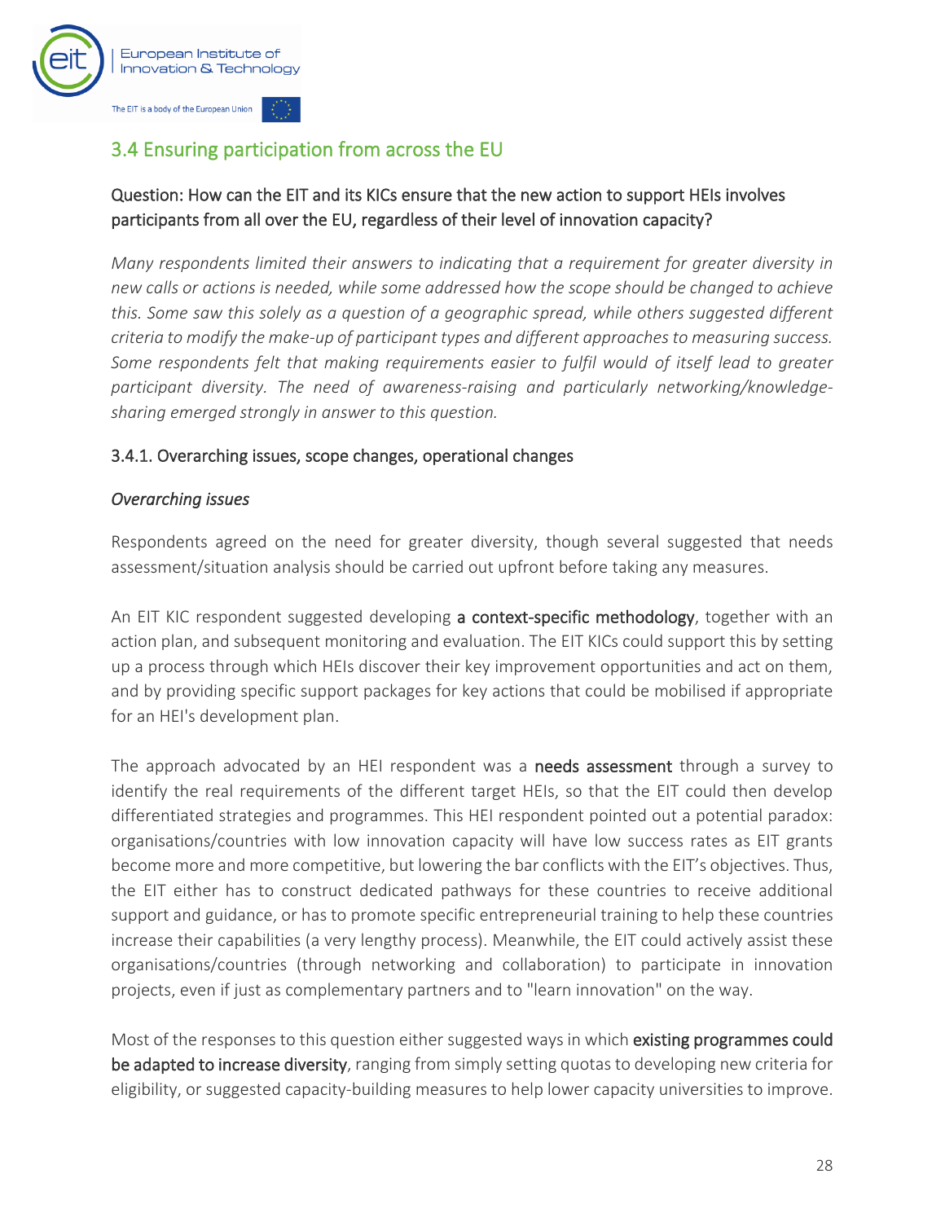## 3.4 Ensuring participation from across the EU

### Question: How can the EIT and its KICs ensure that the new action to support HEIs involves participants from all over the EU, regardless of their level of innovation capacity?

*Many respondents limited their answers to indicating that a requirement for greater diversity in new calls or actions is needed, while some addressed how the scope should be changed to achieve this. Some saw this solely as a question of a geographic spread, while others suggested different criteria to modify the make-up of participant types and different approaches to measuring success. Some respondents felt that making requirements easier to fulfil would of itself lead to greater participant diversity. The need of awareness-raising and particularly networking/knowledge-sharing emerged strongly in answer to this question.*

### 3.4.1. Overarching issues, scope changes, operational changes

#### *Overarching issues*

Respondents agreed on the need for greater diversity, though several suggested that needs assessment/situation analysis should be carried out upfront before taking any measures.

An EIT KIC respondent suggested developing **a context-specific methodology**, together with an action plan, and subsequent monitoring and evaluation. The EIT KICs could support this by setting up a process through which HEIs discover their key improvement opportunities and act on them, and by providing specific support packages for key actions that could be mobilised if appropriate for an HEI's development plan.

The approach advocated by an HEI respondent was a **needs assessment** through a survey to identify the real requirements of the different target HEIs, so that the EIT could then develop differentiated strategies and programmes. This HEI respondent pointed out a potential paradox: organisations/countries with low innovation capacity will have low success rates as EIT grants become more and more competitive, but lowering the bar conflicts with the EIT's objectives. Thus, the EIT either has to construct dedicated pathways for these countries to receive additional support and guidance, or has to promote specific entrepreneurial training to help these countries increase their capabilities (a very lengthy process). Meanwhile, the EIT could actively assist these organisations/countries (through networking and collaboration) to participate in innovation projects, even if just as complementary partners and to "learn innovation" on the way.

Most of the responses to this question either suggested ways in which **existing programmes could be adapted to increase diversity**, ranging from simply setting quotas to developing new criteria for eligibility, or suggested capacity-building measures to help lower capacity universities to improve.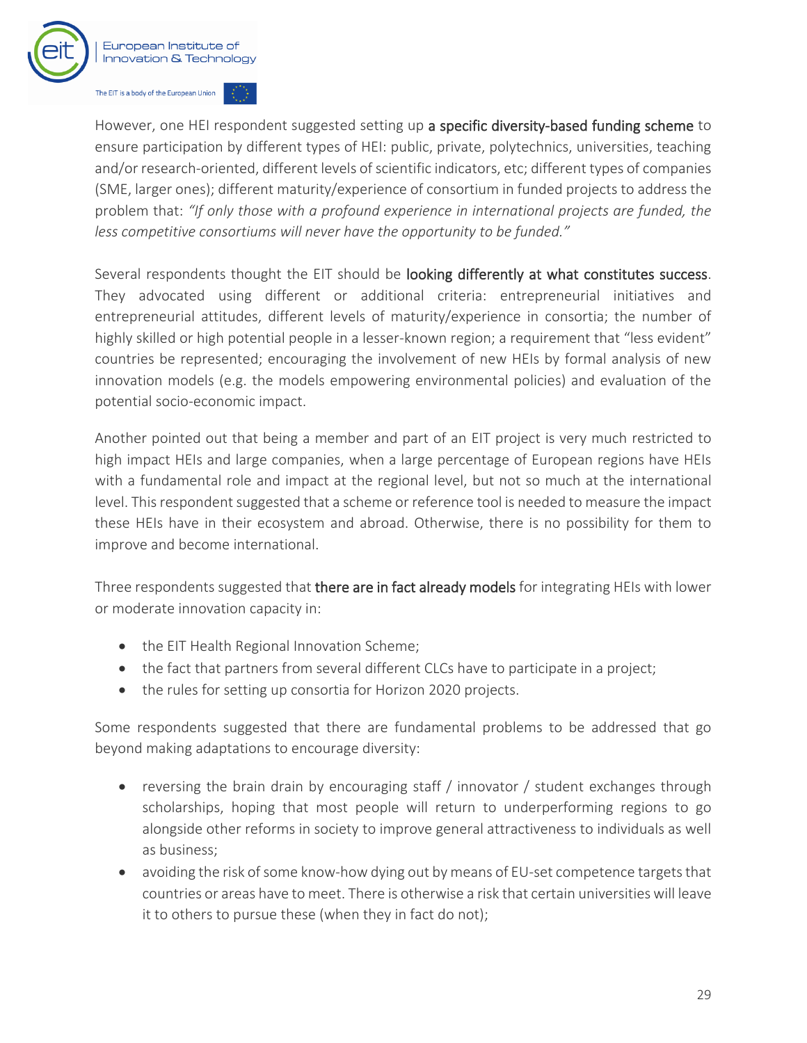However, one HEI respondent suggested setting up **a specific diversity-based funding scheme** to ensure participation by different types of HEI: public, private, polytechnics, universities, teaching and/or research-oriented, different levels of scientific indicators, etc; different types of companies (SME, larger ones); different maturity/experience of consortium in funded projects to address the problem that: *"If only those with a profound experience in international projects are funded, the less competitive consortiums will never have the opportunity to be funded."*

Several respondents thought the EIT should be **looking differently at what constitutes success**. They advocated using different or additional criteria: entrepreneurial initiatives and entrepreneurial attitudes, different levels of maturity/experience in consortia; the number of highly skilled or high potential people in a lesser-known region; a requirement that "less evident" countries be represented; encouraging the involvement of new HEIs by formal analysis of new innovation models (e.g. the models empowering environmental policies) and evaluation of the potential socio-economic impact.

Another pointed out that being a member and part of an EIT project is very much restricted to high impact HEIs and large companies, when a large percentage of European regions have HEIs with a fundamental role and impact at the regional level, but not so much at the international level. This respondent suggested that a scheme or reference tool is needed to measure the impact these HEIs have in their ecosystem and abroad. Otherwise, there is no possibility for them to improve and become international.

Three respondents suggested that **there are in fact already models** for integrating HEIs with lower or moderate innovation capacity in:

- the EIT Health Regional Innovation Scheme;
- the fact that partners from several different CLCs have to participate in a project;
- the rules for setting up consortia for Horizon 2020 projects.

Some respondents suggested that there are fundamental problems to be addressed that go beyond making adaptations to encourage diversity:

- reversing the brain drain by encouraging staff / innovator / student exchanges through scholarships, hoping that most people will return to underperforming regions to go alongside other reforms in society to improve general attractiveness to individuals as well as business;
- avoiding the risk of some know-how dying out by means of EU-set competence targets that countries or areas have to meet. There is otherwise a risk that certain universities will leave it to others to pursue these (when they in fact do not);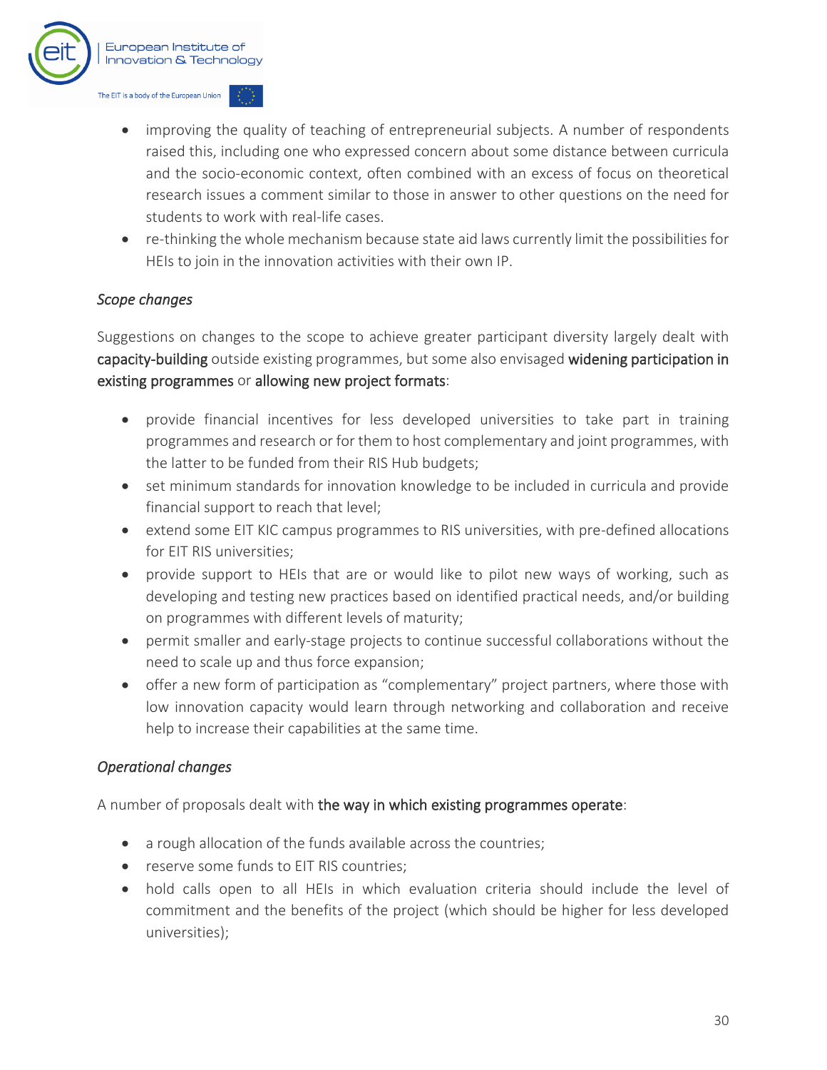- improving the quality of teaching of entrepreneurial subjects. A number of respondents raised this, including one who expressed concern about some distance between curricula and the socio-economic context, often combined with an excess of focus on theoretical research issues a comment similar to those in answer to other questions on the need for students to work with real-life cases.
- re-thinking the whole mechanism because state aid laws currently limit the possibilities for HEIs to join in the innovation activities with their own IP.

*Scope changes*

Suggestions on changes to the scope to achieve greater participant diversity largely dealt with **capacity-building** outside existing programmes, but some also envisaged **widening participation in existing programmes** or **allowing new project formats**:

- provide financial incentives for less developed universities to take part in training programmes and research or for them to host complementary and joint programmes, with the latter to be funded from their RIS Hub budgets;
- set minimum standards for innovation knowledge to be included in curricula and provide financial support to reach that level;
- extend some EIT KIC campus programmes to RIS universities, with pre-defined allocations for EIT RIS universities;
- provide support to HEIs that are or would like to pilot new ways of working, such as developing and testing new practices based on identified practical needs, and/or building on programmes with different levels of maturity;
- permit smaller and early-stage projects to continue successful collaborations without the need to scale up and thus force expansion;
- offer a new form of participation as "complementary" project partners, where those with low innovation capacity would learn through networking and collaboration and receive help to increase their capabilities at the same time.

*Operational changes*

A number of proposals dealt with **the way in which existing programmes operate**:

- a rough allocation of the funds available across the countries;
- reserve some funds to EIT RIS countries;
- hold calls open to all HEIs in which evaluation criteria should include the level of commitment and the benefits of the project (which should be higher for less developed universities);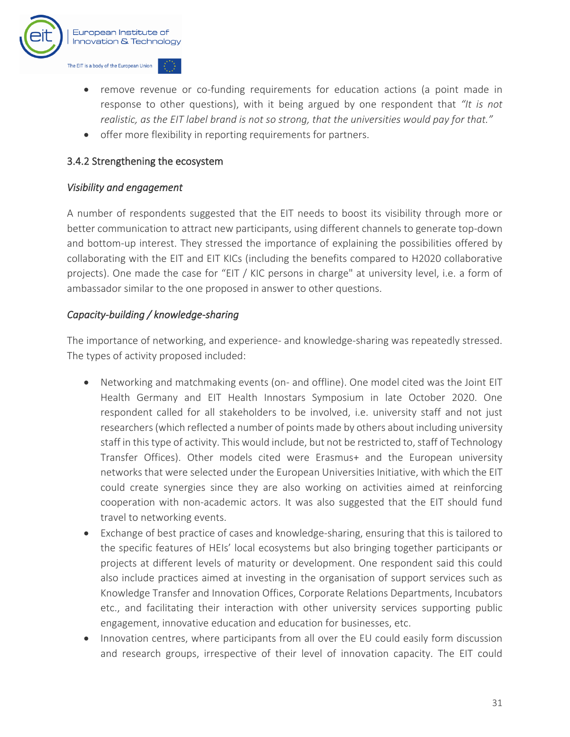- remove revenue or co-funding requirements for education actions (a point made in response to other questions), with it being argued by one respondent that *"It is not realistic, as the EIT label brand is not so strong, that the universities would pay for that."*
- offer more flexibility in reporting requirements for partners.

### 3.4.2 Strengthening the ecosystem

*Visibility and engagement*

A number of respondents suggested that the EIT needs to boost its visibility through more or better communication to attract new participants, using different channels to generate top-down and bottom-up interest. They stressed the importance of explaining the possibilities offered by collaborating with the EIT and EIT KICs (including the benefits compared to H2020 collaborative projects). One made the case for "EIT / KIC persons in charge" at university level, i.e. a form of ambassador similar to the one proposed in answer to other questions.

*Capacity-building / knowledge-sharing*

The importance of networking, and experience- and knowledge-sharing was repeatedly stressed. The types of activity proposed included:

- Networking and matchmaking events (on- and offline). One model cited was the Joint EIT Health Germany and EIT Health Innostars Symposium in late October 2020. One respondent called for all stakeholders to be involved, i.e. university staff and not just researchers (which reflected a number of points made by others about including university staff in this type of activity. This would include, but not be restricted to, staff of Technology Transfer Offices). Other models cited were Erasmus+ and the European university networks that were selected under the European Universities Initiative, with which the EIT could create synergies since they are also working on activities aimed at reinforcing cooperation with non-academic actors. It was also suggested that the EIT should fund travel to networking events.
- Exchange of best practice of cases and knowledge-sharing, ensuring that this is tailored to the specific features of HEIs' local ecosystems but also bringing together participants or projects at different levels of maturity or development. One respondent said this could also include practices aimed at investing in the organisation of support services such as Knowledge Transfer and Innovation Offices, Corporate Relations Departments, Incubators etc., and facilitating their interaction with other university services supporting public engagement, innovative education and education for businesses, etc.
- Innovation centres, where participants from all over the EU could easily form discussion and research groups, irrespective of their level of innovation capacity. The EIT could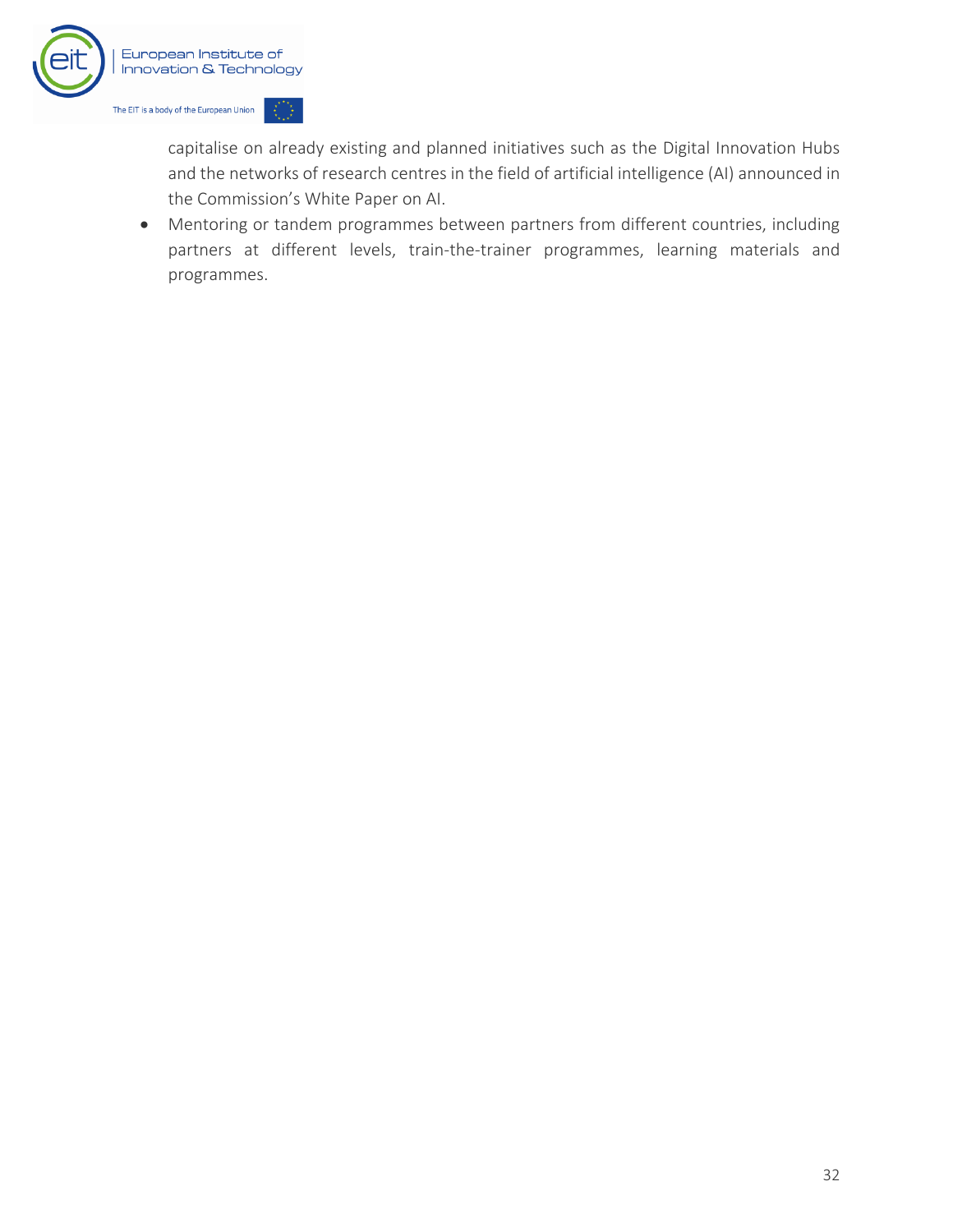capitalise on already existing and planned initiatives such as the Digital Innovation Hubs and the networks of research centres in the field of artificial intelligence (AI) announced in the Commission's White Paper on AI.

- Mentoring or tandem programmes between partners from different countries, including partners at different levels, train-the-trainer programmes, learning materials and programmes.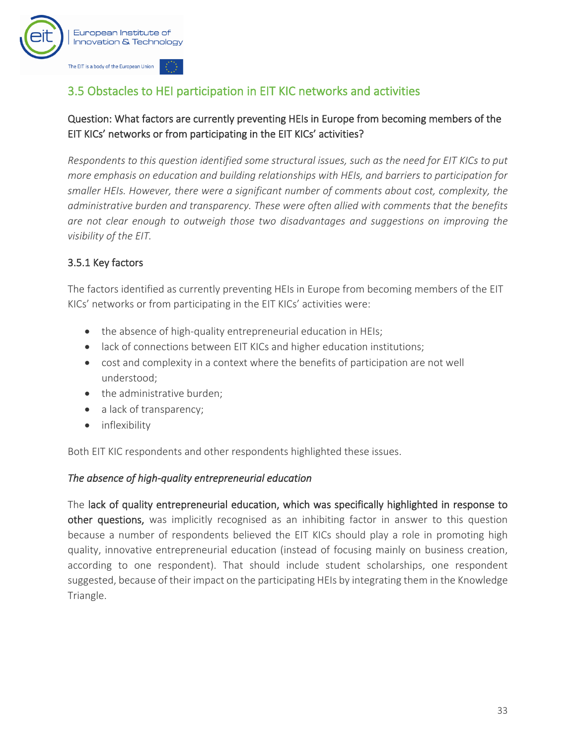## 3.5 Obstacles to HEI participation in EIT KIC networks and activities

### Question: What factors are currently preventing HEIs in Europe from becoming members of the EIT KICs' networks or from participating in the EIT KICs' activities?

*Respondents to this question identified some structural issues, such as the need for EIT KICs to put more emphasis on education and building relationships with HEIs, and barriers to participation for smaller HEIs. However, there were a significant number of comments about cost, complexity, the administrative burden and transparency. These were often allied with comments that the benefits are not clear enough to outweigh those two disadvantages and suggestions on improving the visibility of the EIT.*

### 3.5.1 Key factors

The factors identified as currently preventing HEIs in Europe from becoming members of the EIT KICs' networks or from participating in the EIT KICs' activities were:

- the absence of high-quality entrepreneurial education in HEIs;
- lack of connections between EIT KICs and higher education institutions;
- cost and complexity in a context where the benefits of participation are not well understood;
- the administrative burden;
- a lack of transparency;
- inflexibility

Both EIT KIC respondents and other respondents highlighted these issues.

*The absence of high-quality entrepreneurial education*

The **lack of quality entrepreneurial education, which was specifically highlighted in response to other questions,** was implicitly recognised as an inhibiting factor in answer to this question because a number of respondents believed the EIT KICs should play a role in promoting high quality, innovative entrepreneurial education (instead of focusing mainly on business creation, according to one respondent). That should include student scholarships, one respondent suggested, because of their impact on the participating HEIs by integrating them in the Knowledge Triangle.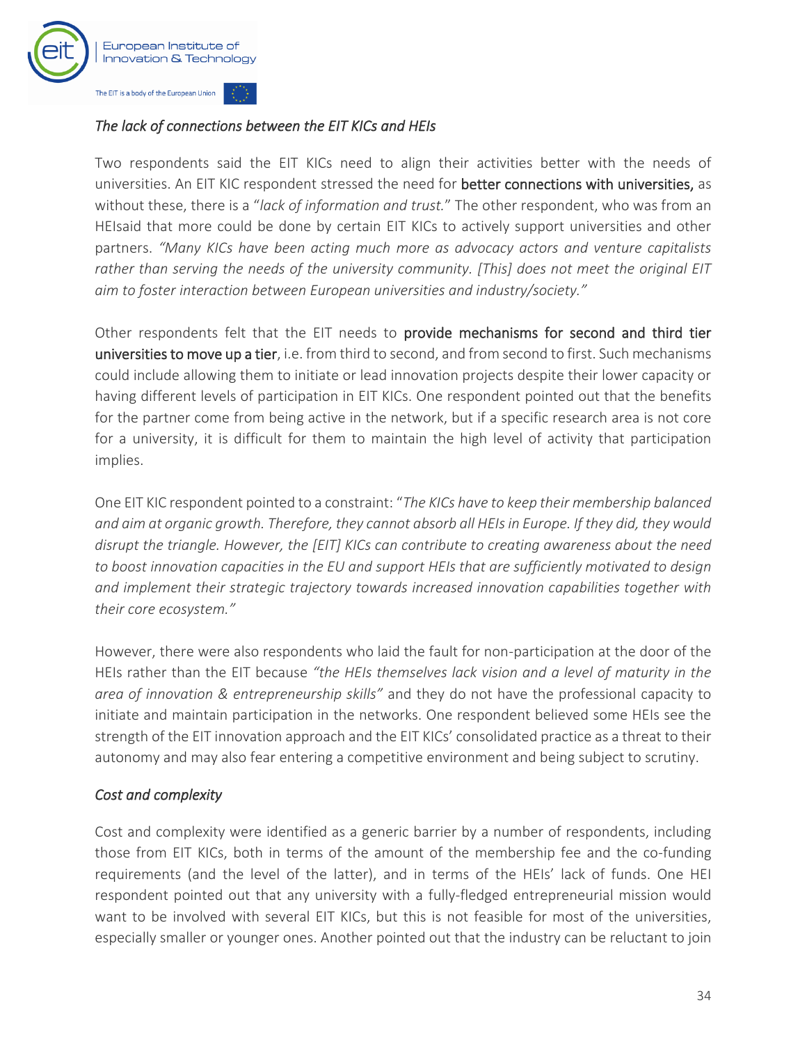*The lack of connections between the EIT KICs and HEIs*

Two respondents said the EIT KICs need to align their activities better with the needs of universities. An EIT KIC respondent stressed the need for **better connections with universities,** as without these, there is a "*lack of information and trust.*" The other respondent, who was from an HEIsaid that more could be done by certain EIT KICs to actively support universities and other partners. *"Many KICs have been acting much more as advocacy actors and venture capitalists rather than serving the needs of the university community. [This] does not meet the original EIT aim to foster interaction between European universities and industry/society."*

Other respondents felt that the EIT needs to **provide mechanisms for second and third tier universities to move up a tier**, i.e. from third to second, and from second to first. Such mechanisms could include allowing them to initiate or lead innovation projects despite their lower capacity or having different levels of participation in EIT KICs. One respondent pointed out that the benefits for the partner come from being active in the network, but if a specific research area is not core for a university, it is difficult for them to maintain the high level of activity that participation implies.

One EIT KIC respondent pointed to a constraint: "*The KICs have to keep their membership balanced and aim at organic growth. Therefore, they cannot absorb all HEIs in Europe. If they did, they would disrupt the triangle. However, the [EIT] KICs can contribute to creating awareness about the need to boost innovation capacities in the EU and support HEIs that are sufficiently motivated to design and implement their strategic trajectory towards increased innovation capabilities together with their core ecosystem."*

However, there were also respondents who laid the fault for non-participation at the door of the HEIs rather than the EIT because *"the HEIs themselves lack vision and a level of maturity in the area of innovation & entrepreneurship skills"* and they do not have the professional capacity to initiate and maintain participation in the networks. One respondent believed some HEIs see the strength of the EIT innovation approach and the EIT KICs' consolidated practice as a threat to their autonomy and may also fear entering a competitive environment and being subject to scrutiny.

*Cost and complexity*

Cost and complexity were identified as a generic barrier by a number of respondents, including those from EIT KICs, both in terms of the amount of the membership fee and the co-funding requirements (and the level of the latter), and in terms of the HEIs' lack of funds. One HEI respondent pointed out that any university with a fully-fledged entrepreneurial mission would want to be involved with several EIT KICs, but this is not feasible for most of the universities, especially smaller or younger ones. Another pointed out that the industry can be reluctant to join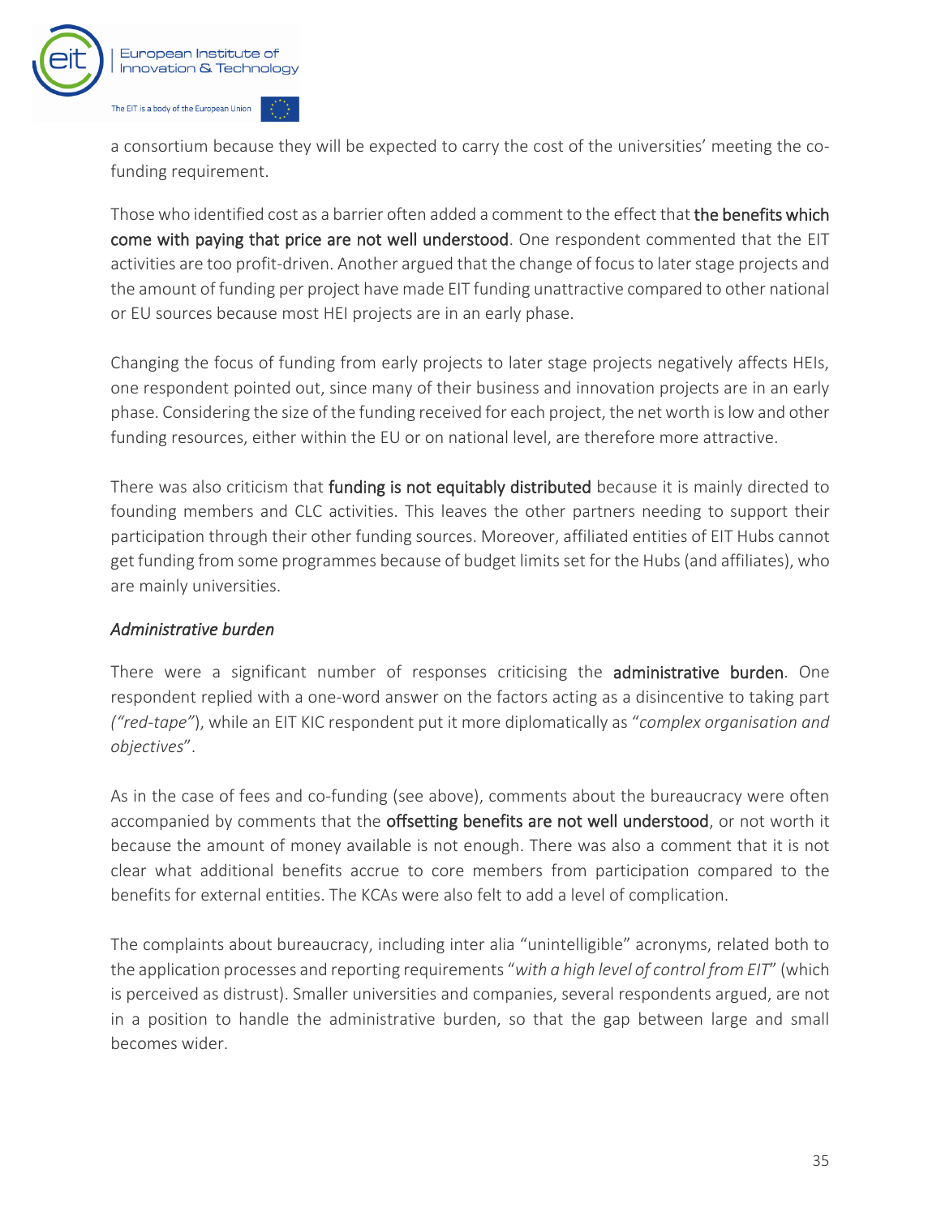a consortium because they will be expected to carry the cost of the universities' meeting the co-funding requirement.

Those who identified cost as a barrier often added a comment to the effect that **the benefits which come with paying that price are not well understood**. One respondent commented that the EIT activities are too profit-driven. Another argued that the change of focus to later stage projects and the amount of funding per project have made EIT funding unattractive compared to other national or EU sources because most HEI projects are in an early phase.

Changing the focus of funding from early projects to later stage projects negatively affects HEIs, one respondent pointed out, since many of their business and innovation projects are in an early phase. Considering the size of the funding received for each project, the net worth is low and other funding resources, either within the EU or on national level, are therefore more attractive.

There was also criticism that **funding is not equitably distributed** because it is mainly directed to founding members and CLC activities. This leaves the other partners needing to support their participation through their other funding sources. Moreover, affiliated entities of EIT Hubs cannot get funding from some programmes because of budget limits set for the Hubs (and affiliates), who are mainly universities.

*Administrative burden*

There were a significant number of responses criticising the **administrative burden**. One respondent replied with a one-word answer on the factors acting as a disincentive to taking part *("red-tape")*, while an EIT KIC respondent put it more diplomatically as "*complex organisation and objectives*".

As in the case of fees and co-funding (see above), comments about the bureaucracy were often accompanied by comments that the **offsetting benefits are not well understood**, or not worth it because the amount of money available is not enough. There was also a comment that it is not clear what additional benefits accrue to core members from participation compared to the benefits for external entities. The KCAs were also felt to add a level of complication.

The complaints about bureaucracy, including inter alia "unintelligible" acronyms, related both to the application processes and reporting requirements "*with a high level of control from EIT*" (which is perceived as distrust). Smaller universities and companies, several respondents argued, are not in a position to handle the administrative burden, so that the gap between large and small becomes wider.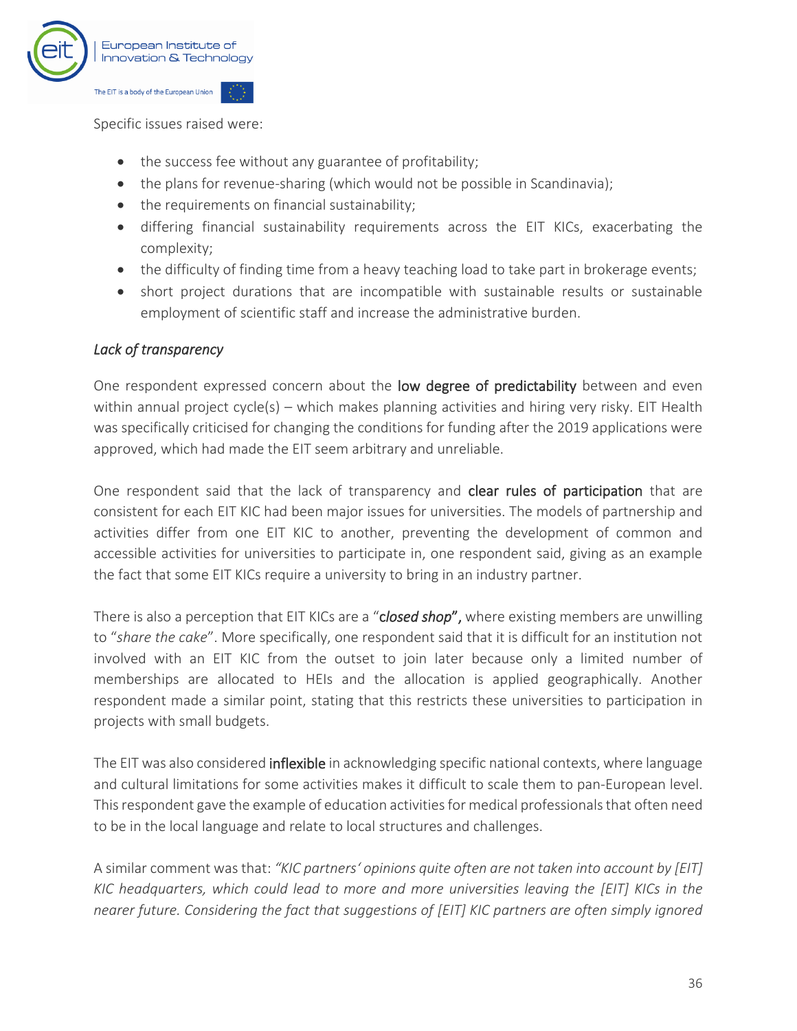Specific issues raised were:

- the success fee without any guarantee of profitability;
- the plans for revenue-sharing (which would not be possible in Scandinavia);
- the requirements on financial sustainability;
- differing financial sustainability requirements across the EIT KICs, exacerbating the complexity;
- the difficulty of finding time from a heavy teaching load to take part in brokerage events;
- short project durations that are incompatible with sustainable results or sustainable employment of scientific staff and increase the administrative burden.

*Lack of transparency*

One respondent expressed concern about the low degree of predictability between and even within annual project cycle(s) – which makes planning activities and hiring very risky. EIT Health was specifically criticised for changing the conditions for funding after the 2019 applications were approved, which had made the EIT seem arbitrary and unreliable.

One respondent said that the lack of transparency and clear rules of participation that are consistent for each EIT KIC had been major issues for universities. The models of partnership and activities differ from one EIT KIC to another, preventing the development of common and accessible activities for universities to participate in, one respondent said, giving as an example the fact that some EIT KICs require a university to bring in an industry partner.

There is also a perception that EIT KICs are a "*closed shop*", where existing members are unwilling to "*share the cake*". More specifically, one respondent said that it is difficult for an institution not involved with an EIT KIC from the outset to join later because only a limited number of memberships are allocated to HEIs and the allocation is applied geographically. Another respondent made a similar point, stating that this restricts these universities to participation in projects with small budgets.

The EIT was also considered inflexible in acknowledging specific national contexts, where language and cultural limitations for some activities makes it difficult to scale them to pan-European level. This respondent gave the example of education activities for medical professionals that often need to be in the local language and relate to local structures and challenges.

A similar comment was that: *"KIC partners' opinions quite often are not taken into account by [EIT] KIC headquarters, which could lead to more and more universities leaving the [EIT] KICs in the nearer future. Considering the fact that suggestions of [EIT] KIC partners are often simply ignored*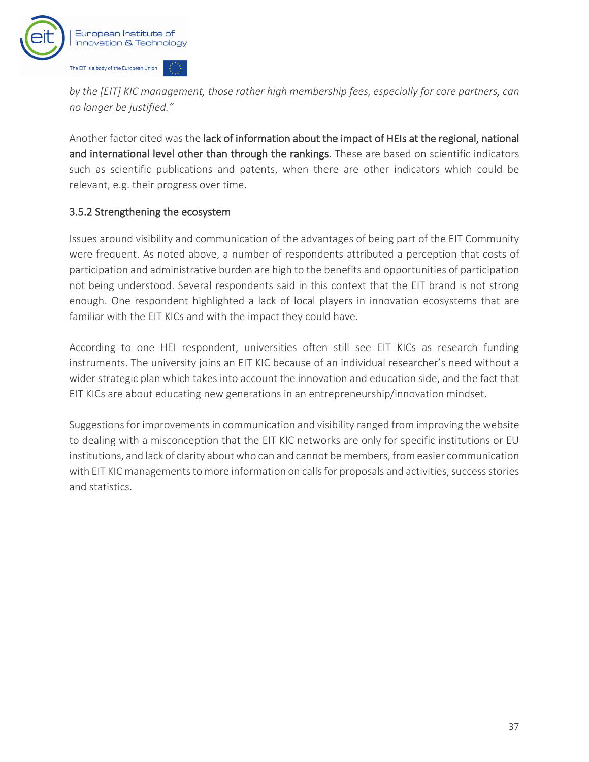*by the [EIT] KIC management, those rather high membership fees, especially for core partners, can no longer be justified."*

Another factor cited was the **lack of information about the impact of HEIs at the regional, national and international level other than through the rankings**. These are based on scientific indicators such as scientific publications and patents, when there are other indicators which could be relevant, e.g. their progress over time.

### 3.5.2 Strengthening the ecosystem

Issues around visibility and communication of the advantages of being part of the EIT Community were frequent. As noted above, a number of respondents attributed a perception that costs of participation and administrative burden are high to the benefits and opportunities of participation not being understood. Several respondents said in this context that the EIT brand is not strong enough. One respondent highlighted a lack of local players in innovation ecosystems that are familiar with the EIT KICs and with the impact they could have.

According to one HEI respondent, universities often still see EIT KICs as research funding instruments. The university joins an EIT KIC because of an individual researcher's need without a wider strategic plan which takes into account the innovation and education side, and the fact that EIT KICs are about educating new generations in an entrepreneurship/innovation mindset.

Suggestions for improvements in communication and visibility ranged from improving the website to dealing with a misconception that the EIT KIC networks are only for specific institutions or EU institutions, and lack of clarity about who can and cannot be members, from easier communication with EIT KIC managements to more information on calls for proposals and activities, success stories and statistics.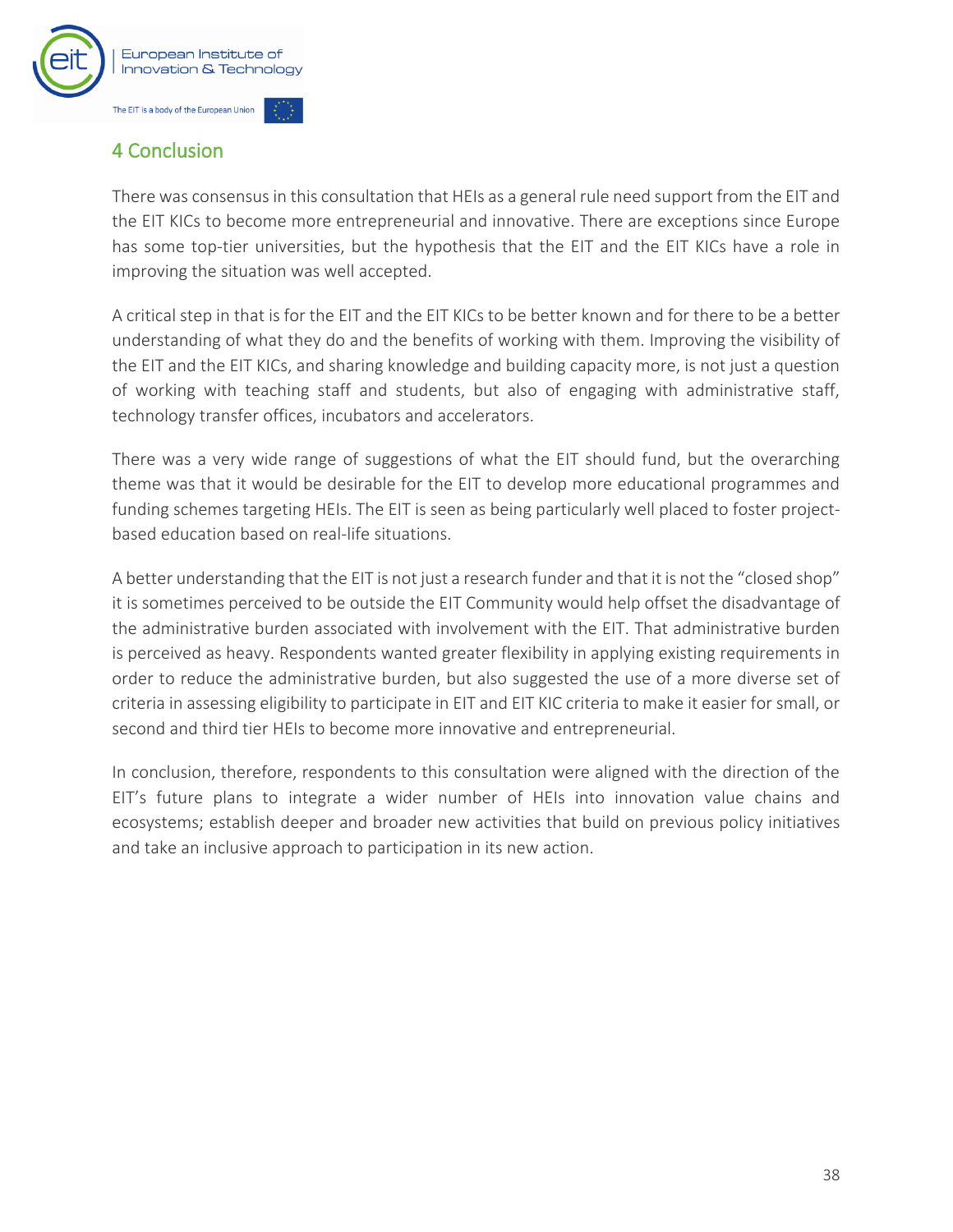## 4 Conclusion

There was consensus in this consultation that HEIs as a general rule need support from the EIT and the EIT KICs to become more entrepreneurial and innovative. There are exceptions since Europe has some top-tier universities, but the hypothesis that the EIT and the EIT KICs have a role in improving the situation was well accepted.

A critical step in that is for the EIT and the EIT KICs to be better known and for there to be a better understanding of what they do and the benefits of working with them. Improving the visibility of the EIT and the EIT KICs, and sharing knowledge and building capacity more, is not just a question of working with teaching staff and students, but also of engaging with administrative staff, technology transfer offices, incubators and accelerators.

There was a very wide range of suggestions of what the EIT should fund, but the overarching theme was that it would be desirable for the EIT to develop more educational programmes and funding schemes targeting HEIs. The EIT is seen as being particularly well placed to foster project-based education based on real-life situations.

A better understanding that the EIT is not just a research funder and that it is not the "closed shop" it is sometimes perceived to be outside the EIT Community would help offset the disadvantage of the administrative burden associated with involvement with the EIT. That administrative burden is perceived as heavy. Respondents wanted greater flexibility in applying existing requirements in order to reduce the administrative burden, but also suggested the use of a more diverse set of criteria in assessing eligibility to participate in EIT and EIT KIC criteria to make it easier for small, or second and third tier HEIs to become more innovative and entrepreneurial.

In conclusion, therefore, respondents to this consultation were aligned with the direction of the EIT's future plans to integrate a wider number of HEIs into innovation value chains and ecosystems; establish deeper and broader new activities that build on previous policy initiatives and take an inclusive approach to participation in its new action.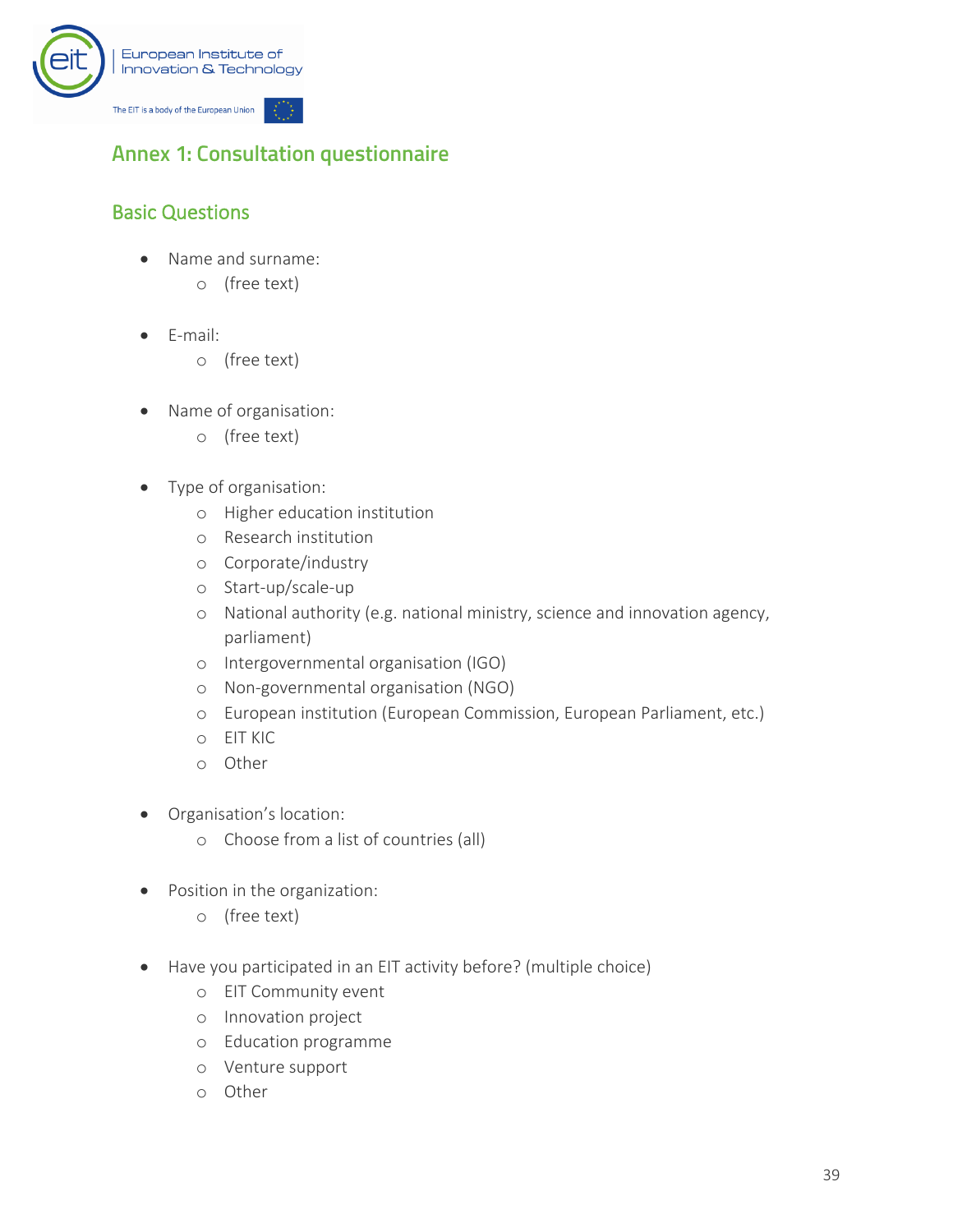## Annex 1: Consultation questionnaire

### Basic Questions

- Name and surname:
  - (free text)

- E-mail:
  - (free text)

- Name of organisation:
  - (free text)

- Type of organisation:
  - Higher education institution
  - Research institution
  - Corporate/industry
  - Start-up/scale-up
  - National authority (e.g. national ministry, science and innovation agency, parliament)
  - Intergovernmental organisation (IGO)
  - Non-governmental organisation (NGO)
  - European institution (European Commission, European Parliament, etc.)
  - EIT KIC
  - Other

- Organisation's location:
  - Choose from a list of countries (all)

- Position in the organization:
  - (free text)

- Have you participated in an EIT activity before? (multiple choice)
  - EIT Community event
  - Innovation project
  - Education programme
  - Venture support
  - Other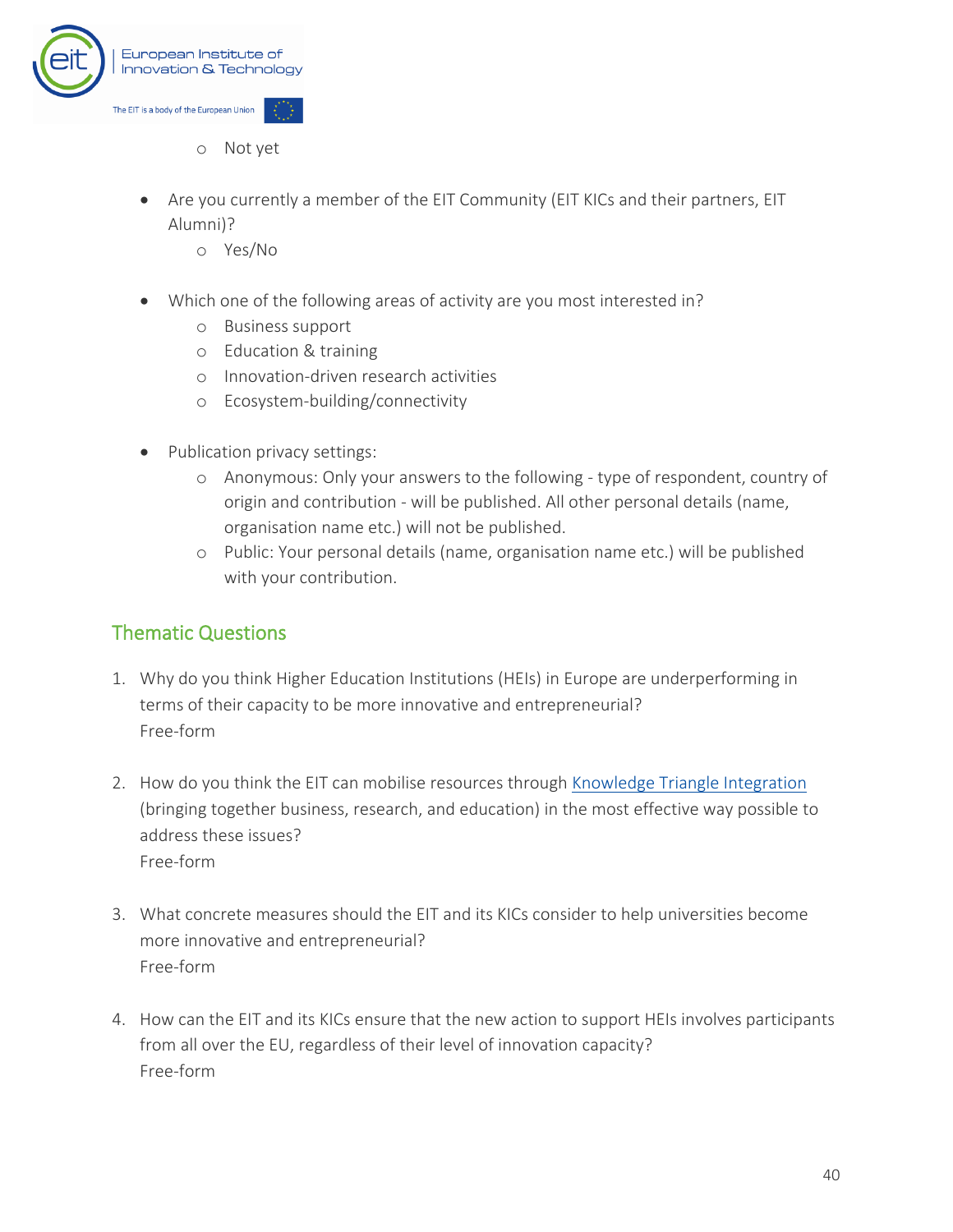- Not yet

- Are you currently a member of the EIT Community (EIT KICs and their partners, EIT Alumni)?
    - Yes/No

- Which one of the following areas of activity are you most interested in?
    - Business support
    - Education & training
    - Innovation-driven research activities
    - Ecosystem-building/connectivity

- Publication privacy settings:
    - Anonymous: Only your answers to the following - type of respondent, country of origin and contribution - will be published. All other personal details (name, organisation name etc.) will not be published.
    - Public: Your personal details (name, organisation name etc.) will be published with your contribution.

## Thematic Questions

1. Why do you think Higher Education Institutions (HEIs) in Europe are underperforming in terms of their capacity to be more innovative and entrepreneurial?
   Free-form

2. How do you think the EIT can mobilise resources through Knowledge Triangle Integration (bringing together business, research, and education) in the most effective way possible to address these issues?
   Free-form

3. What concrete measures should the EIT and its KICs consider to help universities become more innovative and entrepreneurial?
   Free-form

4. How can the EIT and its KICs ensure that the new action to support HEIs involves participants from all over the EU, regardless of their level of innovation capacity?
   Free-form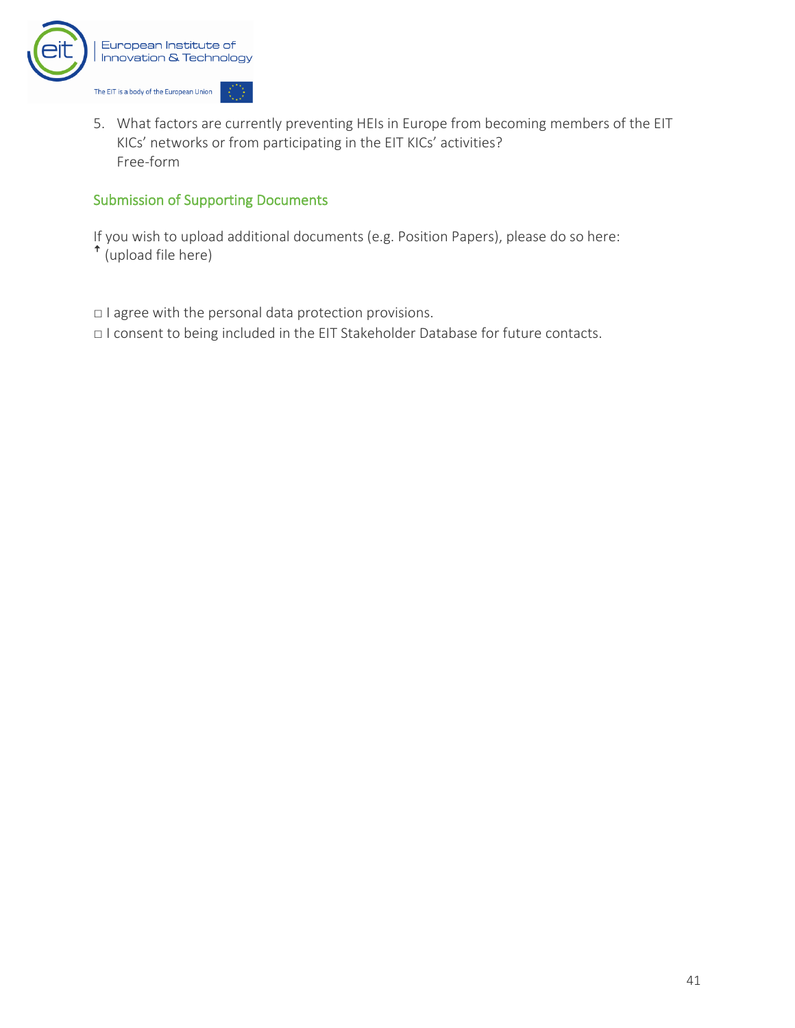5. What factors are currently preventing HEIs in Europe from becoming members of the EIT KICs' networks or from participating in the EIT KICs' activities?
   Free-form

## Submission of Supporting Documents

If you wish to upload additional documents (e.g. Position Papers), please do so here:
↑ (upload file here)

□ I agree with the personal data protection provisions.

□ I consent to being included in the EIT Stakeholder Database for future contacts.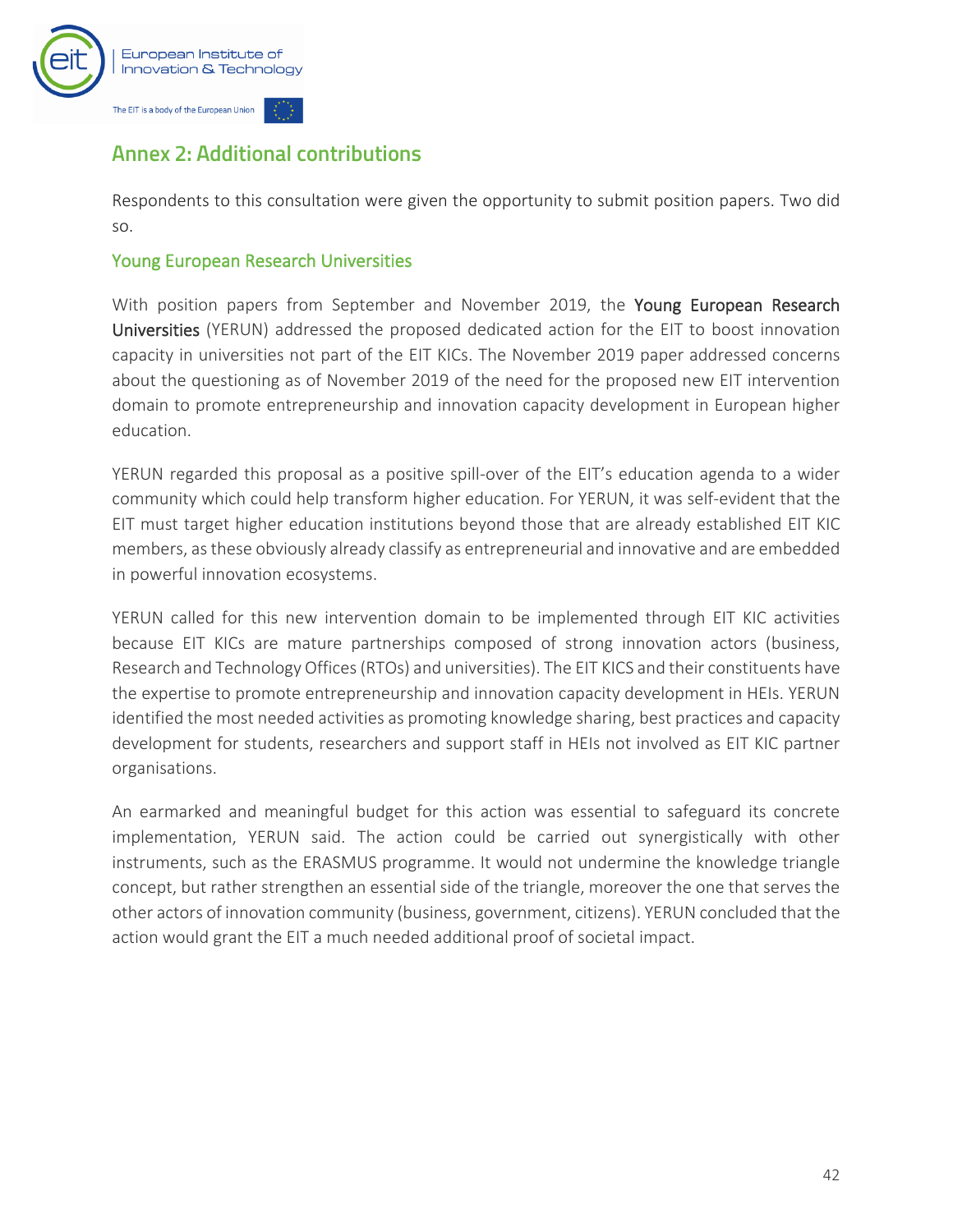## Annex 2: Additional contributions

Respondents to this consultation were given the opportunity to submit position papers. Two did so.

### Young European Research Universities

With position papers from September and November 2019, the **Young European Research Universities** (YERUN) addressed the proposed dedicated action for the EIT to boost innovation capacity in universities not part of the EIT KICs. The November 2019 paper addressed concerns about the questioning as of November 2019 of the need for the proposed new EIT intervention domain to promote entrepreneurship and innovation capacity development in European higher education.

YERUN regarded this proposal as a positive spill-over of the EIT's education agenda to a wider community which could help transform higher education. For YERUN, it was self-evident that the EIT must target higher education institutions beyond those that are already established EIT KIC members, as these obviously already classify as entrepreneurial and innovative and are embedded in powerful innovation ecosystems.

YERUN called for this new intervention domain to be implemented through EIT KIC activities because EIT KICs are mature partnerships composed of strong innovation actors (business, Research and Technology Offices (RTOs) and universities). The EIT KICS and their constituents have the expertise to promote entrepreneurship and innovation capacity development in HEIs. YERUN identified the most needed activities as promoting knowledge sharing, best practices and capacity development for students, researchers and support staff in HEIs not involved as EIT KIC partner organisations.

An earmarked and meaningful budget for this action was essential to safeguard its concrete implementation, YERUN said. The action could be carried out synergistically with other instruments, such as the ERASMUS programme. It would not undermine the knowledge triangle concept, but rather strengthen an essential side of the triangle, moreover the one that serves the other actors of innovation community (business, government, citizens). YERUN concluded that the action would grant the EIT a much needed additional proof of societal impact.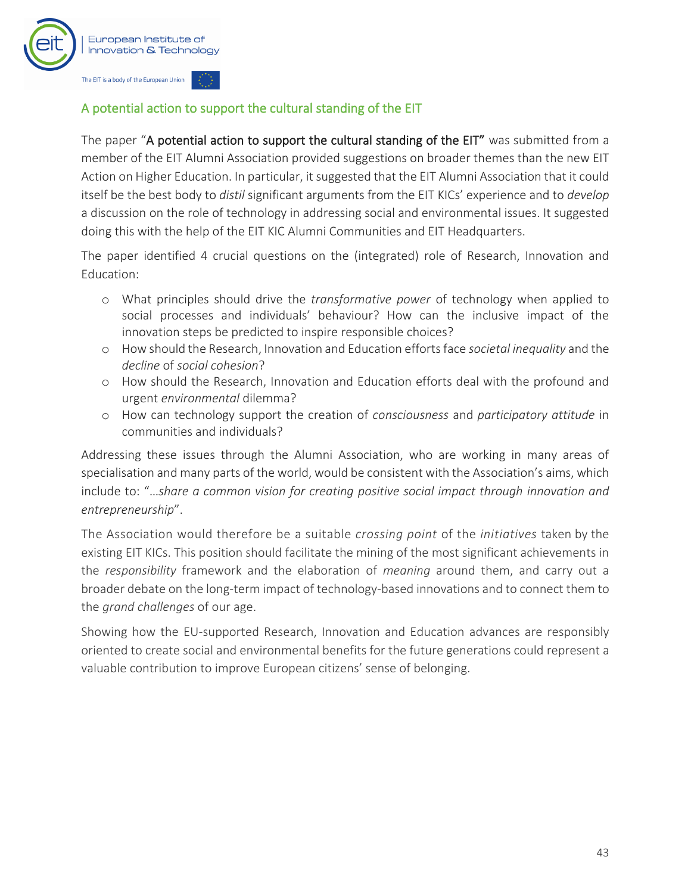## A potential action to support the cultural standing of the EIT

The paper "**A potential action to support the cultural standing of the EIT"** was submitted from a member of the EIT Alumni Association provided suggestions on broader themes than the new EIT Action on Higher Education. In particular, it suggested that the EIT Alumni Association that it could itself be the best body to *distil* significant arguments from the EIT KICs' experience and to *develop* a discussion on the role of technology in addressing social and environmental issues. It suggested doing this with the help of the EIT KIC Alumni Communities and EIT Headquarters.

The paper identified 4 crucial questions on the (integrated) role of Research, Innovation and Education:

- What principles should drive the *transformative power* of technology when applied to social processes and individuals' behaviour? How can the inclusive impact of the innovation steps be predicted to inspire responsible choices?
- How should the Research, Innovation and Education efforts face *societal inequality* and the *decline* of *social cohesion*?
- How should the Research, Innovation and Education efforts deal with the profound and urgent *environmental* dilemma?
- How can technology support the creation of *consciousness* and *participatory attitude* in communities and individuals?

Addressing these issues through the Alumni Association, who are working in many areas of specialisation and many parts of the world, would be consistent with the Association's aims, which include to: "*…share a common vision for creating positive social impact through innovation and entrepreneurship*".

The Association would therefore be a suitable *crossing point* of the *initiatives* taken by the existing EIT KICs. This position should facilitate the mining of the most significant achievements in the *responsibility* framework and the elaboration of *meaning* around them, and carry out a broader debate on the long-term impact of technology-based innovations and to connect them to the *grand challenges* of our age.

Showing how the EU-supported Research, Innovation and Education advances are responsibly oriented to create social and environmental benefits for the future generations could represent a valuable contribution to improve European citizens' sense of belonging.